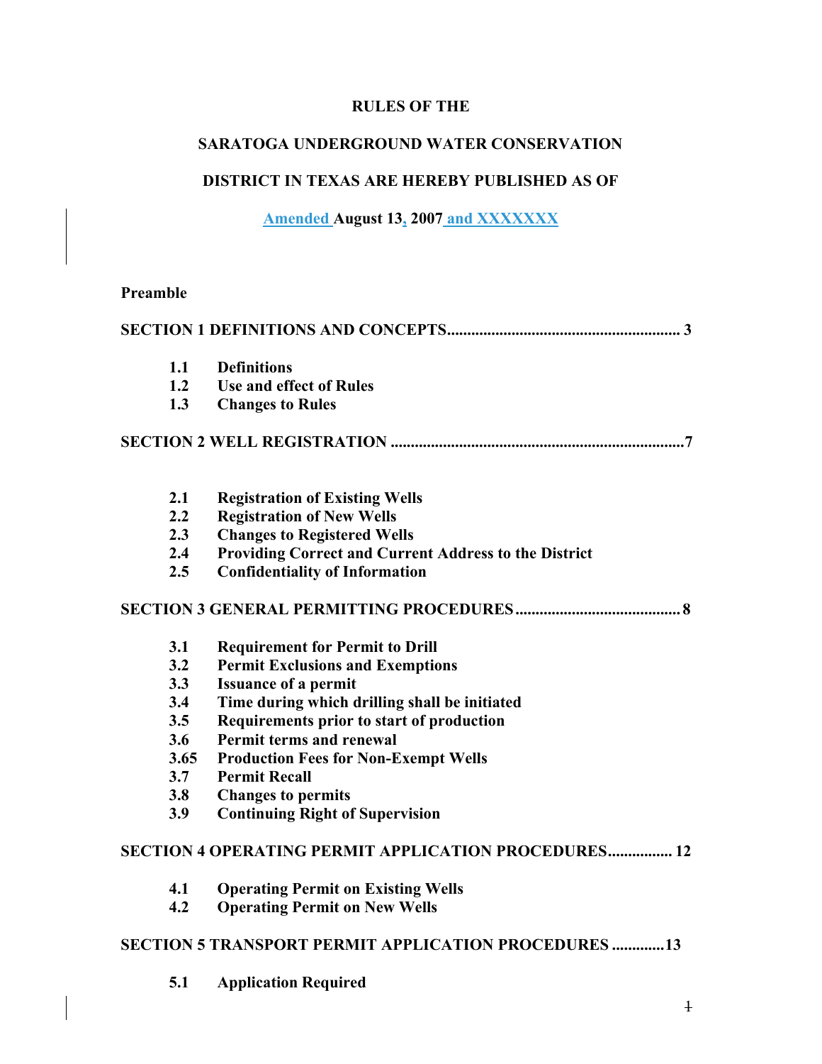**RULES OF THE**

**SARATOGA UNDERGROUND WATER CONSERVATION**

**DISTRICT IN TEXAS ARE HEREBY PUBLISHED AS OF**

**Amended August 13, 2007 and XXXXXXX**

**Preamble**

**SECTION 1 DEFINITIONS AND CONCEPTS......................................................... 3**

- **1.1 Definitions**
- **1.2 Use and effect of Rules**
- **1.3 Changes to Rules**

**SECTION 2 WELL REGISTRATION .........................................................................7**

- **2.1 Registration of Existing Wells**
- **2.2 Registration of New Wells**
- **2.3 Changes to Registered Wells**
- **2.4 Providing Correct and Current Address to the District**
- **2.5 Confidentiality of Information**

**SECTION 3 GENERAL PERMITTING PROCEDURES......................................... 8**

- **3.1 Requirement for Permit to Drill**
- **3.2 Permit Exclusions and Exemptions**
- **3.3 Issuance of a permit**
- **3.4 Time during which drilling shall be initiated**
- **3.5 Requirements prior to start of production**
- **3.6 Permit terms and renewal**
- **3.65 Production Fees for Non-Exempt Wells**
- **3.7 Permit Recall**
- **3.8 Changes to permits**
- **3.9 Continuing Right of Supervision**

**SECTION 4 OPERATING PERMIT APPLICATION PROCEDURES................ 12**

- **4.1 Operating Permit on Existing Wells**
- **4.2 Operating Permit on New Wells**

**SECTION 5 TRANSPORT PERMIT APPLICATION PROCEDURES .............13**

- **5.1 Application Required**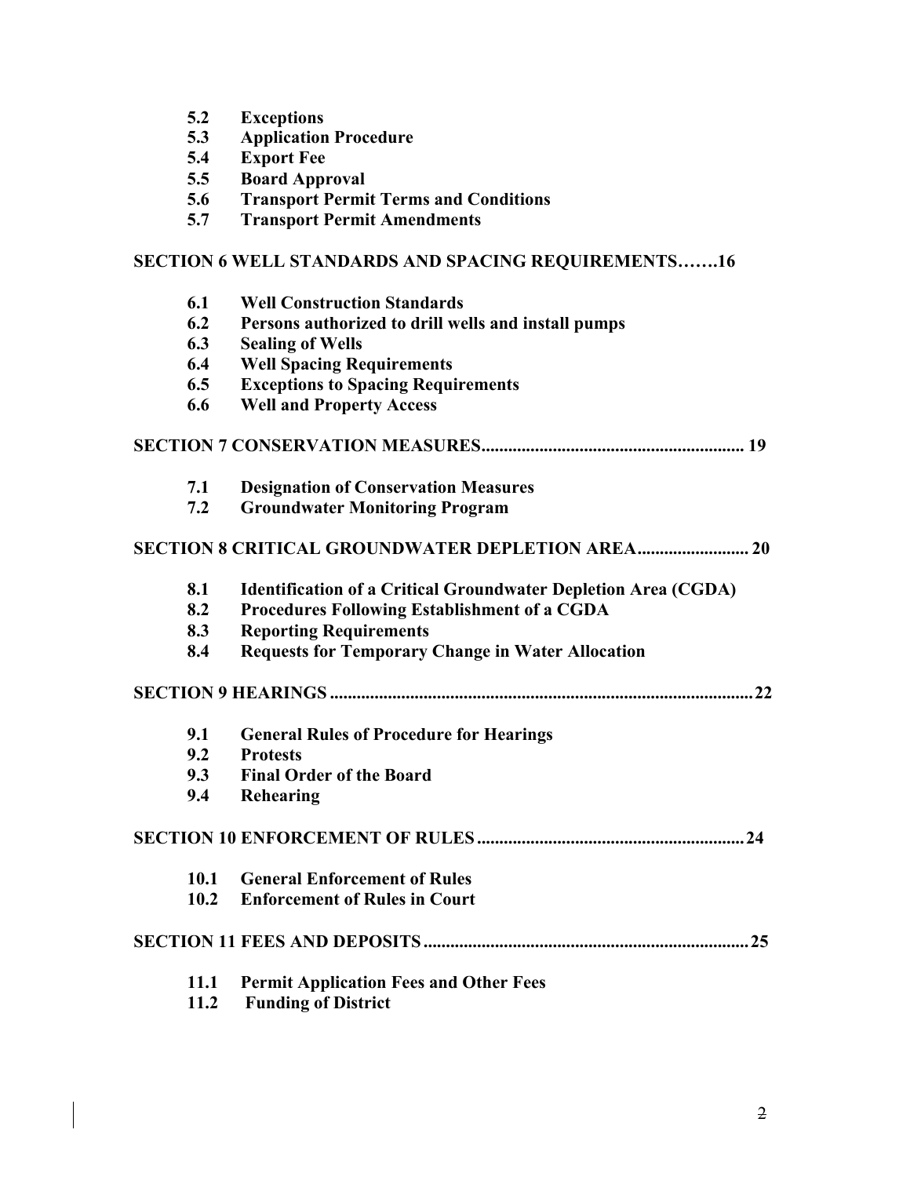**5.2 Exceptions**
**5.3 Application Procedure**
**5.4 Export Fee**
**5.5 Board Approval**
**5.6 Transport Permit Terms and Conditions**
**5.7 Transport Permit Amendments**

**SECTION 6 WELL STANDARDS AND SPACING REQUIREMENTS…….16**

**6.1 Well Construction Standards**
**6.2 Persons authorized to drill wells and install pumps**
**6.3 Sealing of Wells**
**6.4 Well Spacing Requirements**
**6.5 Exceptions to Spacing Requirements**
**6.6 Well and Property Access**

**SECTION 7 CONSERVATION MEASURES........................................................... 19**

**7.1 Designation of Conservation Measures**
**7.2 Groundwater Monitoring Program**

**SECTION 8 CRITICAL GROUNDWATER DEPLETION AREA......................... 20**

**8.1 Identification of a Critical Groundwater Depletion Area (CGDA)**
**8.2 Procedures Following Establishment of a CGDA**
**8.3 Reporting Requirements**
**8.4 Requests for Temporary Change in Water Allocation**

**SECTION 9 HEARINGS ..............................................................................................22**

**9.1 General Rules of Procedure for Hearings**
**9.2 Protests**
**9.3 Final Order of the Board**
**9.4 Rehearing**

**SECTION 10 ENFORCEMENT OF RULES ............................................................24**

**10.1 General Enforcement of Rules**
**10.2 Enforcement of Rules in Court**

**SECTION 11 FEES AND DEPOSITS .........................................................................25**

**11.1 Permit Application Fees and Other Fees**
**11.2 Funding of District**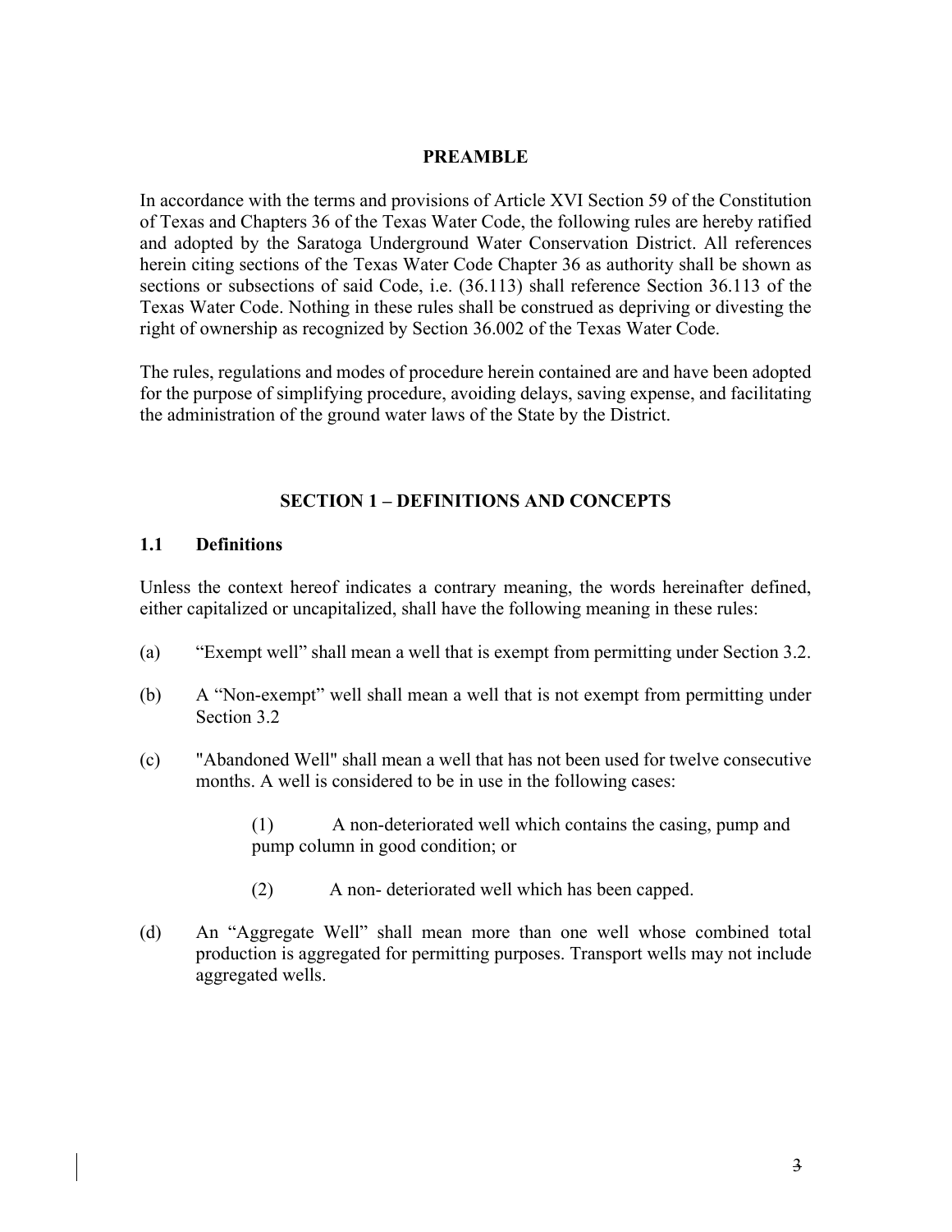## PREAMBLE

In accordance with the terms and provisions of Article XVI Section 59 of the Constitution of Texas and Chapters 36 of the Texas Water Code, the following rules are hereby ratified and adopted by the Saratoga Underground Water Conservation District. All references herein citing sections of the Texas Water Code Chapter 36 as authority shall be shown as sections or subsections of said Code, i.e. (36.113) shall reference Section 36.113 of the Texas Water Code. Nothing in these rules shall be construed as depriving or divesting the right of ownership as recognized by Section 36.002 of the Texas Water Code.

The rules, regulations and modes of procedure herein contained are and have been adopted for the purpose of simplifying procedure, avoiding delays, saving expense, and facilitating the administration of the ground water laws of the State by the District.

## SECTION 1 – DEFINITIONS AND CONCEPTS

### 1.1 Definitions

Unless the context hereof indicates a contrary meaning, the words hereinafter defined, either capitalized or uncapitalized, shall have the following meaning in these rules:

(a) "Exempt well" shall mean a well that is exempt from permitting under Section 3.2.

(b) A "Non-exempt" well shall mean a well that is not exempt from permitting under Section 3.2

(c) "Abandoned Well" shall mean a well that has not been used for twelve consecutive months. A well is considered to be in use in the following cases:

> (1) A non-deteriorated well which contains the casing, pump and pump column in good condition; or
>
> (2) A non- deteriorated well which has been capped.

(d) An "Aggregate Well" shall mean more than one well whose combined total production is aggregated for permitting purposes. Transport wells may not include aggregated wells.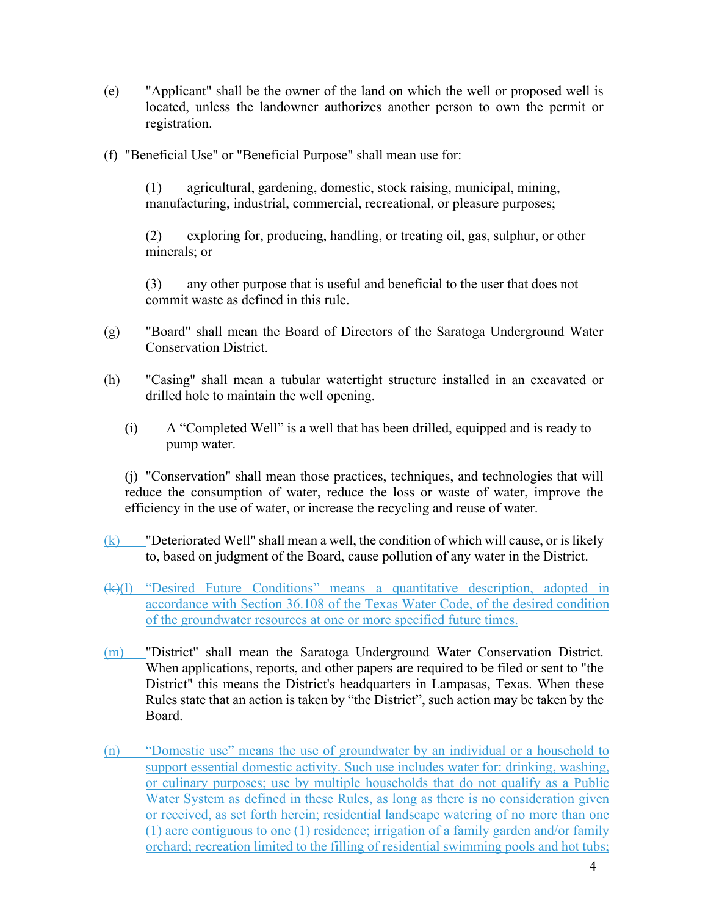(e) "Applicant" shall be the owner of the land on which the well or proposed well is located, unless the landowner authorizes another person to own the permit or registration.

(f) "Beneficial Use" or "Beneficial Purpose" shall mean use for:

(1) agricultural, gardening, domestic, stock raising, municipal, mining, manufacturing, industrial, commercial, recreational, or pleasure purposes;

(2) exploring for, producing, handling, or treating oil, gas, sulphur, or other minerals; or

(3) any other purpose that is useful and beneficial to the user that does not commit waste as defined in this rule.

(g) "Board" shall mean the Board of Directors of the Saratoga Underground Water Conservation District.

(h) "Casing" shall mean a tubular watertight structure installed in an excavated or drilled hole to maintain the well opening.

(i) A "Completed Well" is a well that has been drilled, equipped and is ready to pump water.

(j) "Conservation" shall mean those practices, techniques, and technologies that will reduce the consumption of water, reduce the loss or waste of water, improve the efficiency in the use of water, or increase the recycling and reuse of water.

(k) "Deteriorated Well" shall mean a well, the condition of which will cause, or is likely to, based on judgment of the Board, cause pollution of any water in the District.

~~(k)~~(l) "Desired Future Conditions" means a quantitative description, adopted in accordance with Section 36.108 of the Texas Water Code, of the desired condition of the groundwater resources at one or more specified future times.

(m) "District" shall mean the Saratoga Underground Water Conservation District. When applications, reports, and other papers are required to be filed or sent to "the District" this means the District's headquarters in Lampasas, Texas. When these Rules state that an action is taken by "the District", such action may be taken by the Board.

(n) "Domestic use" means the use of groundwater by an individual or a household to support essential domestic activity. Such use includes water for: drinking, washing, or culinary purposes; use by multiple households that do not qualify as a Public Water System as defined in these Rules, as long as there is no consideration given or received, as set forth herein; residential landscape watering of no more than one (1) acre contiguous to one (1) residence; irrigation of a family garden and/or family orchard; recreation limited to the filling of residential swimming pools and hot tubs;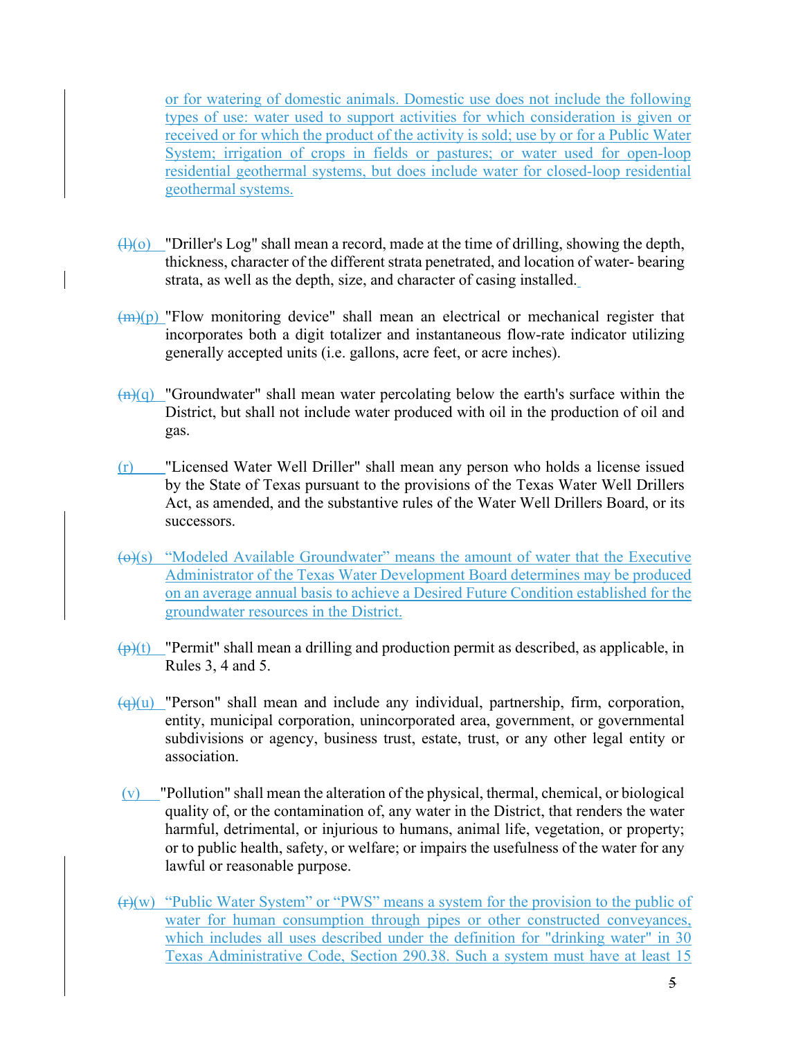or for watering of domestic animals. Domestic use does not include the following types of use: water used to support activities for which consideration is given or received or for which the product of the activity is sold; use by or for a Public Water System; irrigation of crops in fields or pastures; or water used for open-loop residential geothermal systems, but does include water for closed-loop residential geothermal systems.

~~(l)~~(o) "Driller's Log" shall mean a record, made at the time of drilling, showing the depth, thickness, character of the different strata penetrated, and location of water- bearing strata, as well as the depth, size, and character of casing installed.

~~(m)~~(p) "Flow monitoring device" shall mean an electrical or mechanical register that incorporates both a digit totalizer and instantaneous flow-rate indicator utilizing generally accepted units (i.e. gallons, acre feet, or acre inches).

~~(n)~~(q) "Groundwater" shall mean water percolating below the earth's surface within the District, but shall not include water produced with oil in the production of oil and gas.

(r) "Licensed Water Well Driller" shall mean any person who holds a license issued by the State of Texas pursuant to the provisions of the Texas Water Well Drillers Act, as amended, and the substantive rules of the Water Well Drillers Board, or its successors.

~~(o)~~(s) "Modeled Available Groundwater" means the amount of water that the Executive Administrator of the Texas Water Development Board determines may be produced on an average annual basis to achieve a Desired Future Condition established for the groundwater resources in the District.

~~(p)~~(t) "Permit" shall mean a drilling and production permit as described, as applicable, in Rules 3, 4 and 5.

~~(q)~~(u) "Person" shall mean and include any individual, partnership, firm, corporation, entity, municipal corporation, unincorporated area, government, or governmental subdivisions or agency, business trust, estate, trust, or any other legal entity or association.

(v) "Pollution" shall mean the alteration of the physical, thermal, chemical, or biological quality of, or the contamination of, any water in the District, that renders the water harmful, detrimental, or injurious to humans, animal life, vegetation, or property; or to public health, safety, or welfare; or impairs the usefulness of the water for any lawful or reasonable purpose.

~~(r)~~(w) "Public Water System" or "PWS" means a system for the provision to the public of water for human consumption through pipes or other constructed conveyances, which includes all uses described under the definition for "drinking water" in 30 Texas Administrative Code, Section 290.38. Such a system must have at least 15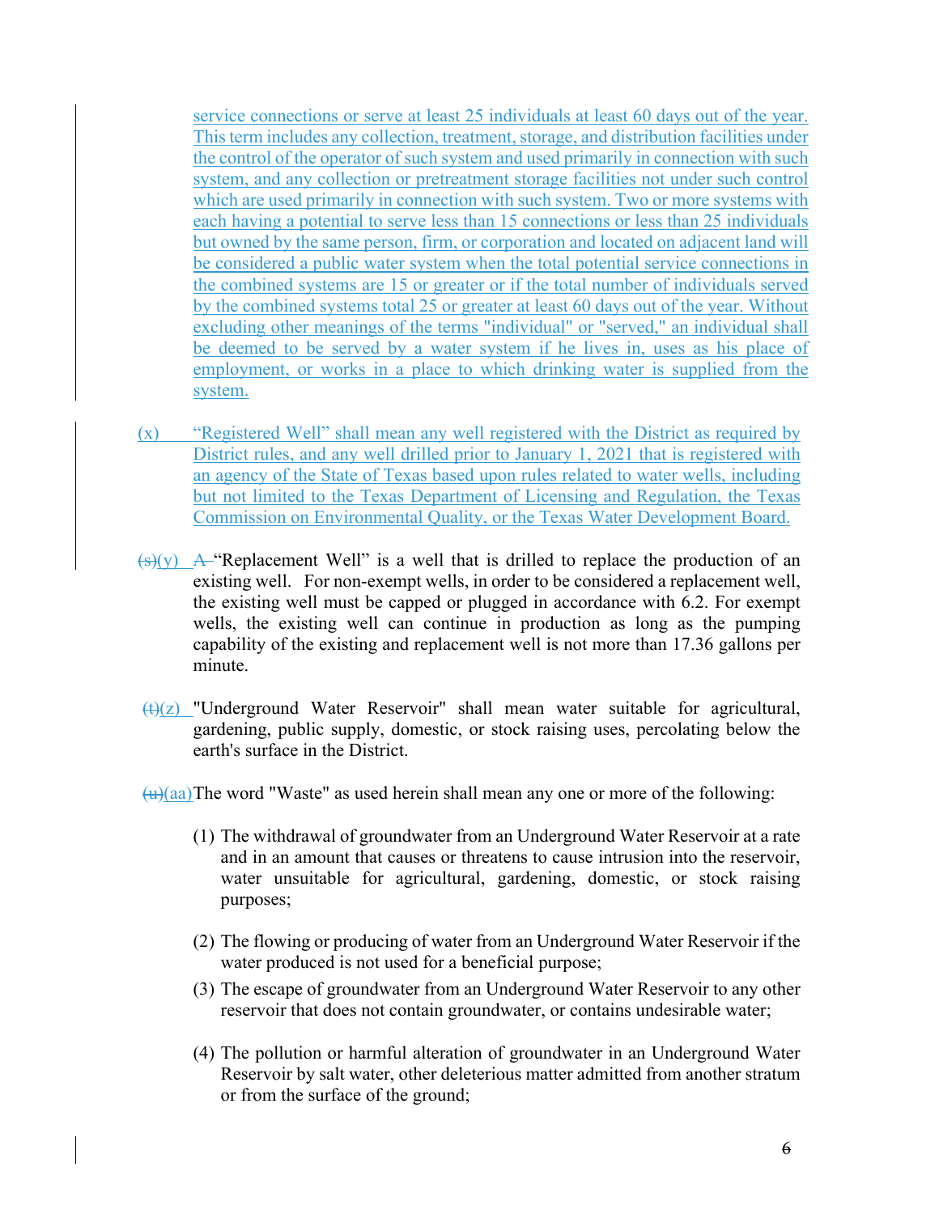service connections or serve at least 25 individuals at least 60 days out of the year. This term includes any collection, treatment, storage, and distribution facilities under the control of the operator of such system and used primarily in connection with such system, and any collection or pretreatment storage facilities not under such control which are used primarily in connection with such system. Two or more systems with each having a potential to serve less than 15 connections or less than 25 individuals but owned by the same person, firm, or corporation and located on adjacent land will be considered a public water system when the total potential service connections in the combined systems are 15 or greater or if the total number of individuals served by the combined systems total 25 or greater at least 60 days out of the year. Without excluding other meanings of the terms "individual" or "served," an individual shall be deemed to be served by a water system if he lives in, uses as his place of employment, or works in a place to which drinking water is supplied from the system.

(x) "Registered Well" shall mean any well registered with the District as required by District rules, and any well drilled prior to January 1, 2021 that is registered with an agency of the State of Texas based upon rules related to water wells, including but not limited to the Texas Department of Licensing and Regulation, the Texas Commission on Environmental Quality, or the Texas Water Development Board.

~~(s)~~(y) ~~A~~ "Replacement Well" is a well that is drilled to replace the production of an existing well. For non-exempt wells, in order to be considered a replacement well, the existing well must be capped or plugged in accordance with 6.2. For exempt wells, the existing well can continue in production as long as the pumping capability of the existing and replacement well is not more than 17.36 gallons per minute.

~~(t)~~(z) "Underground Water Reservoir" shall mean water suitable for agricultural, gardening, public supply, domestic, or stock raising uses, percolating below the earth's surface in the District.

~~(u)~~(aa) The word "Waste" as used herein shall mean any one or more of the following:

1. The withdrawal of groundwater from an Underground Water Reservoir at a rate and in an amount that causes or threatens to cause intrusion into the reservoir, water unsuitable for agricultural, gardening, domestic, or stock raising purposes;
2. The flowing or producing of water from an Underground Water Reservoir if the water produced is not used for a beneficial purpose;
3. The escape of groundwater from an Underground Water Reservoir to any other reservoir that does not contain groundwater, or contains undesirable water;
4. The pollution or harmful alteration of groundwater in an Underground Water Reservoir by salt water, other deleterious matter admitted from another stratum or from the surface of the ground;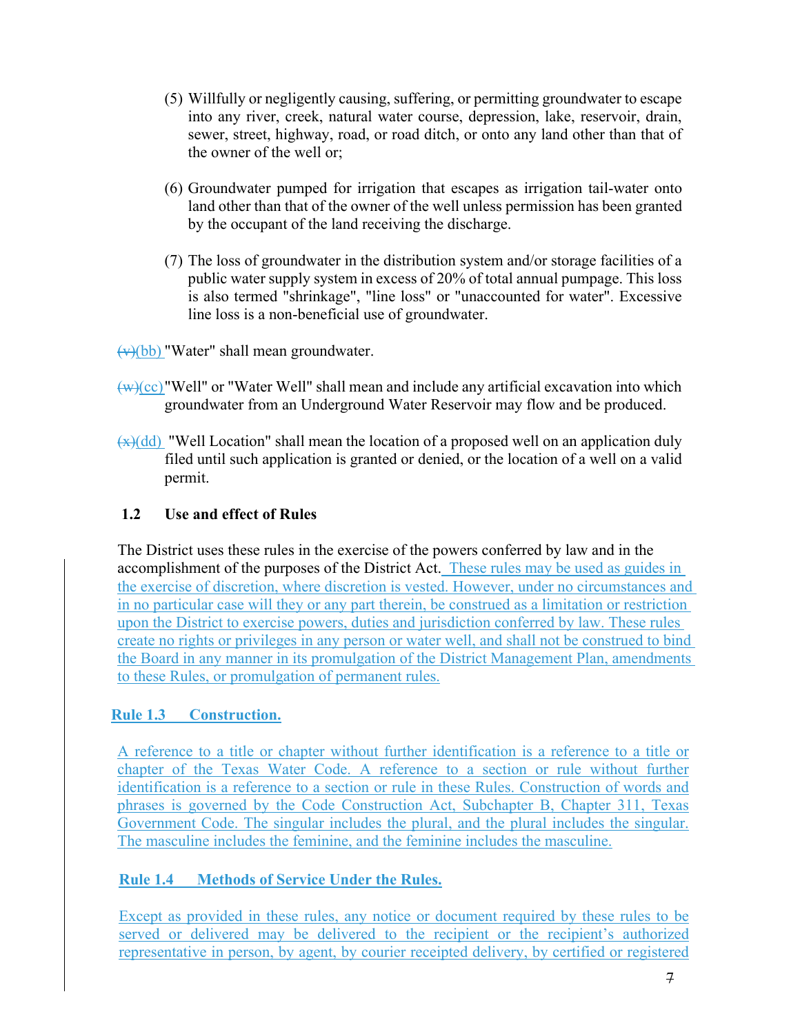(5) Willfully or negligently causing, suffering, or permitting groundwater to escape into any river, creek, natural water course, depression, lake, reservoir, drain, sewer, street, highway, road, or road ditch, or onto any land other than that of the owner of the well or;

(6) Groundwater pumped for irrigation that escapes as irrigation tail-water onto land other than that of the owner of the well unless permission has been granted by the occupant of the land receiving the discharge.

(7) The loss of groundwater in the distribution system and/or storage facilities of a public water supply system in excess of 20% of total annual pumpage. This loss is also termed "shrinkage", "line loss" or "unaccounted for water". Excessive line loss is a non-beneficial use of groundwater.

~~(v)~~(bb) "Water" shall mean groundwater.

~~(w)~~(cc) "Well" or "Water Well" shall mean and include any artificial excavation into which groundwater from an Underground Water Reservoir may flow and be produced.

~~(x)~~(dd) "Well Location" shall mean the location of a proposed well on an application duly filed until such application is granted or denied, or the location of a well on a valid permit.

### 1.2 Use and effect of Rules

The District uses these rules in the exercise of the powers conferred by law and in the accomplishment of the purposes of the District Act. These rules may be used as guides in the exercise of discretion, where discretion is vested. However, under no circumstances and in no particular case will they or any part therein, be construed as a limitation or restriction upon the District to exercise powers, duties and jurisdiction conferred by law. These rules create no rights or privileges in any person or water well, and shall not be construed to bind the Board in any manner in its promulgation of the District Management Plan, amendments to these Rules, or promulgation of permanent rules.

### Rule 1.3 Construction.

A reference to a title or chapter without further identification is a reference to a title or chapter of the Texas Water Code. A reference to a section or rule without further identification is a reference to a section or rule in these Rules. Construction of words and phrases is governed by the Code Construction Act, Subchapter B, Chapter 311, Texas Government Code. The singular includes the plural, and the plural includes the singular. The masculine includes the feminine, and the feminine includes the masculine.

### Rule 1.4 Methods of Service Under the Rules.

Except as provided in these rules, any notice or document required by these rules to be served or delivered may be delivered to the recipient or the recipient's authorized representative in person, by agent, by courier receipted delivery, by certified or registered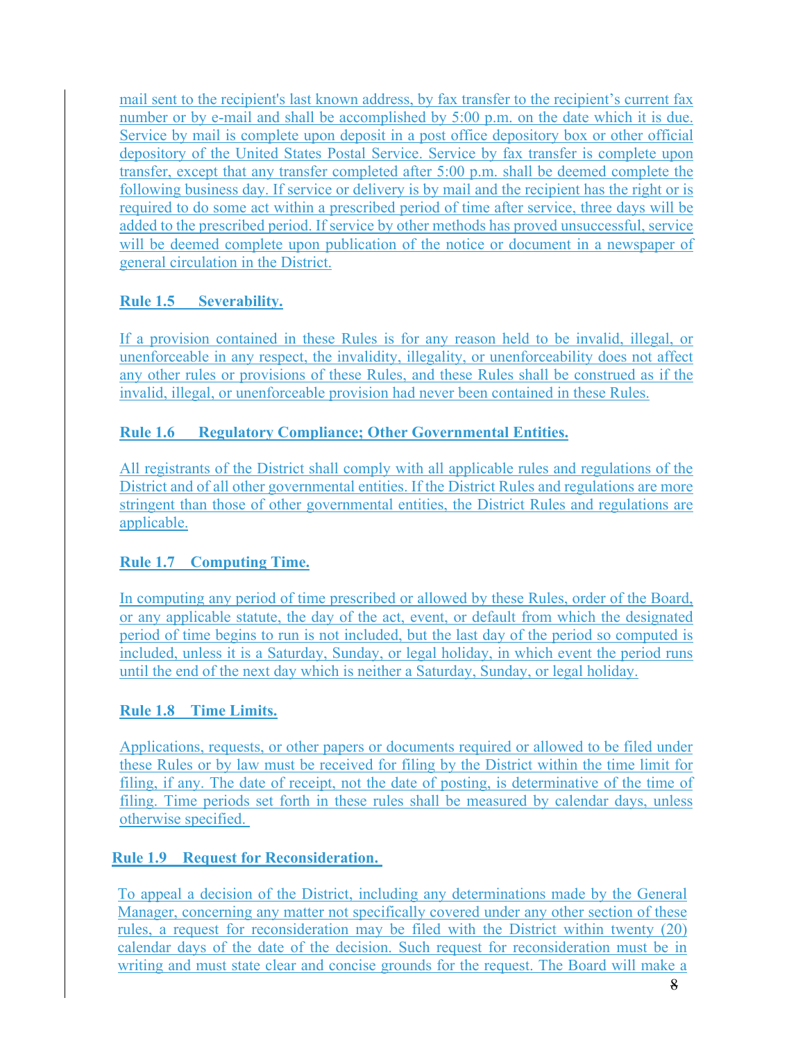mail sent to the recipient's last known address, by fax transfer to the recipient's current fax number or by e-mail and shall be accomplished by 5:00 p.m. on the date which it is due. Service by mail is complete upon deposit in a post office depository box or other official depository of the United States Postal Service. Service by fax transfer is complete upon transfer, except that any transfer completed after 5:00 p.m. shall be deemed complete the following business day. If service or delivery is by mail and the recipient has the right or is required to do some act within a prescribed period of time after service, three days will be added to the prescribed period. If service by other methods has proved unsuccessful, service will be deemed complete upon publication of the notice or document in a newspaper of general circulation in the District.

**Rule 1.5 Severability.**

If a provision contained in these Rules is for any reason held to be invalid, illegal, or unenforceable in any respect, the invalidity, illegality, or unenforceability does not affect any other rules or provisions of these Rules, and these Rules shall be construed as if the invalid, illegal, or unenforceable provision had never been contained in these Rules.

**Rule 1.6 Regulatory Compliance; Other Governmental Entities.**

All registrants of the District shall comply with all applicable rules and regulations of the District and of all other governmental entities. If the District Rules and regulations are more stringent than those of other governmental entities, the District Rules and regulations are applicable.

**Rule 1.7 Computing Time.**

In computing any period of time prescribed or allowed by these Rules, order of the Board, or any applicable statute, the day of the act, event, or default from which the designated period of time begins to run is not included, but the last day of the period so computed is included, unless it is a Saturday, Sunday, or legal holiday, in which event the period runs until the end of the next day which is neither a Saturday, Sunday, or legal holiday.

**Rule 1.8 Time Limits.**

Applications, requests, or other papers or documents required or allowed to be filed under these Rules or by law must be received for filing by the District within the time limit for filing, if any. The date of receipt, not the date of posting, is determinative of the time of filing. Time periods set forth in these rules shall be measured by calendar days, unless otherwise specified.

**Rule 1.9 Request for Reconsideration.**

To appeal a decision of the District, including any determinations made by the General Manager, concerning any matter not specifically covered under any other section of these rules, a request for reconsideration may be filed with the District within twenty (20) calendar days of the date of the decision. Such request for reconsideration must be in writing and must state clear and concise grounds for the request. The Board will make a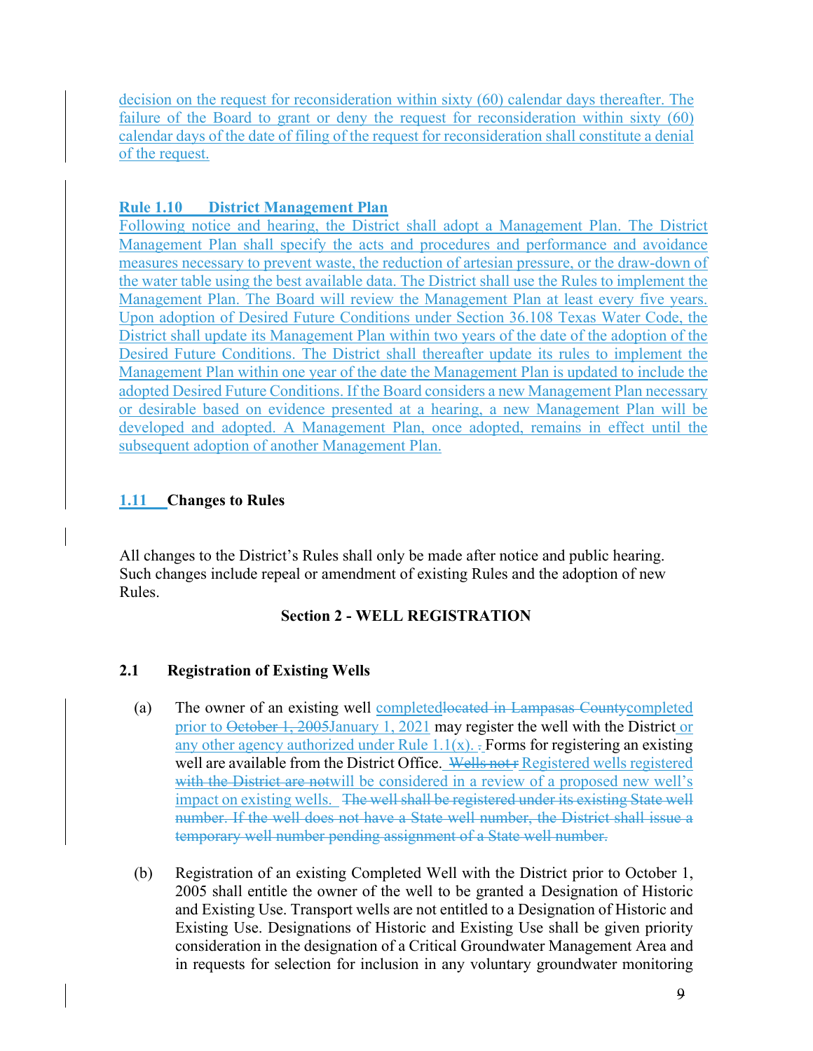decision on the request for reconsideration within sixty (60) calendar days thereafter. The failure of the Board to grant or deny the request for reconsideration within sixty (60) calendar days of the date of filing of the request for reconsideration shall constitute a denial of the request.

### Rule 1.10 District Management Plan

Following notice and hearing, the District shall adopt a Management Plan. The District Management Plan shall specify the acts and procedures and performance and avoidance measures necessary to prevent waste, the reduction of artesian pressure, or the draw-down of the water table using the best available data. The District shall use the Rules to implement the Management Plan. The Board will review the Management Plan at least every five years. Upon adoption of Desired Future Conditions under Section 36.108 Texas Water Code, the District shall update its Management Plan within two years of the date of the adoption of the Desired Future Conditions. The District shall thereafter update its rules to implement the Management Plan within one year of the date the Management Plan is updated to include the adopted Desired Future Conditions. If the Board considers a new Management Plan necessary or desirable based on evidence presented at a hearing, a new Management Plan will be developed and adopted. A Management Plan, once adopted, remains in effect until the subsequent adoption of another Management Plan.

### 1.11 Changes to Rules

All changes to the District's Rules shall only be made after notice and public hearing. Such changes include repeal or amendment of existing Rules and the adoption of new Rules.

## Section 2 - WELL REGISTRATION

### 2.1 Registration of Existing Wells

(a) The owner of an existing well ~~located in Lampasas County~~ completed prior to ~~October 1, 2005~~ January 1, 2021 may register the well with the District or any other agency authorized under Rule 1.1(x). Forms for registering an existing well are available from the District Office. ~~Wells not r~~ Registered wells ~~registered with the District are not~~ will be considered in a review of a proposed new well's impact on existing wells. ~~The well shall be registered under its existing State well number. If the well does not have a State well number, the District shall issue a temporary well number pending assignment of a State well number.~~

(b) Registration of an existing Completed Well with the District prior to October 1, 2005 shall entitle the owner of the well to be granted a Designation of Historic and Existing Use. Transport wells are not entitled to a Designation of Historic and Existing Use. Designations of Historic and Existing Use shall be given priority consideration in the designation of a Critical Groundwater Management Area and in requests for selection for inclusion in any voluntary groundwater monitoring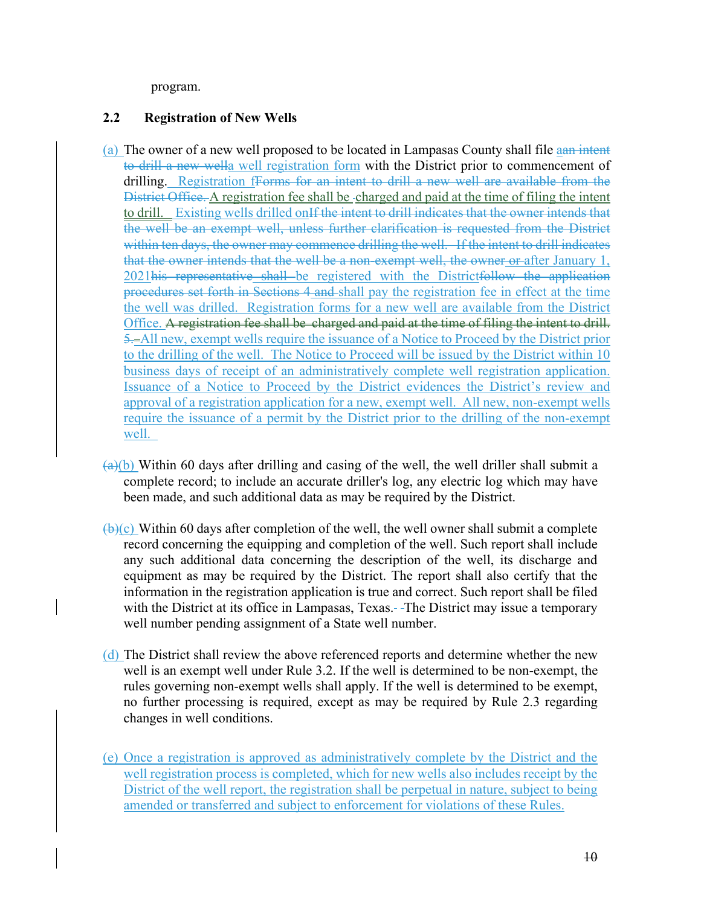program.

### 2.2 Registration of New Wells

(a) The owner of a new well proposed to be located in Lampasas County shall file a~~an intent to drill a new well~~a well registration form with the District prior to commencement of drilling. Registration f~~Forms for an intent to drill a new well are available from the District Office.~~ A registration fee shall be charged and paid at the time of filing the intent to drill. Existing wells drilled on~~If the intent to drill indicates that the owner intends that the well be an exempt well, unless further clarification is requested from the District within ten days, the owner may commence drilling the well. If the intent to drill indicates that the owner intends that the well be a non-exempt well, the owner~~ ~~or~~ after January 1, 2021~~his representative shall~~ be registered with the District~~follow the application procedures set forth in Sections 4~~ ~~and~~ shall pay the registration fee in effect at the time the well was drilled. Registration forms for a new well are available from the District Office. ~~A registration fee shall be charged and paid at the time of filing the intent to drill.~~ ~~5.~~All new, exempt wells require the issuance of a Notice to Proceed by the District prior to the drilling of the well. The Notice to Proceed will be issued by the District within 10 business days of receipt of an administratively complete well registration application. Issuance of a Notice to Proceed by the District evidences the District's review and approval of a registration application for a new, exempt well. All new, non-exempt wells require the issuance of a permit by the District prior to the drilling of the non-exempt well.

~~(a)~~(b) Within 60 days after drilling and casing of the well, the well driller shall submit a complete record; to include an accurate driller's log, any electric log which may have been made, and such additional data as may be required by the District.

~~(b)~~(c) Within 60 days after completion of the well, the well owner shall submit a complete record concerning the equipping and completion of the well. Such report shall include any such additional data concerning the description of the well, its discharge and equipment as may be required by the District. The report shall also certify that the information in the registration application is true and correct. Such report shall be filed with the District at its office in Lampasas, Texas. The District may issue a temporary well number pending assignment of a State well number.

(d) The District shall review the above referenced reports and determine whether the new well is an exempt well under Rule 3.2. If the well is determined to be non-exempt, the rules governing non-exempt wells shall apply. If the well is determined to be exempt, no further processing is required, except as may be required by Rule 2.3 regarding changes in well conditions.

(e) Once a registration is approved as administratively complete by the District and the well registration process is completed, which for new wells also includes receipt by the District of the well report, the registration shall be perpetual in nature, subject to being amended or transferred and subject to enforcement for violations of these Rules.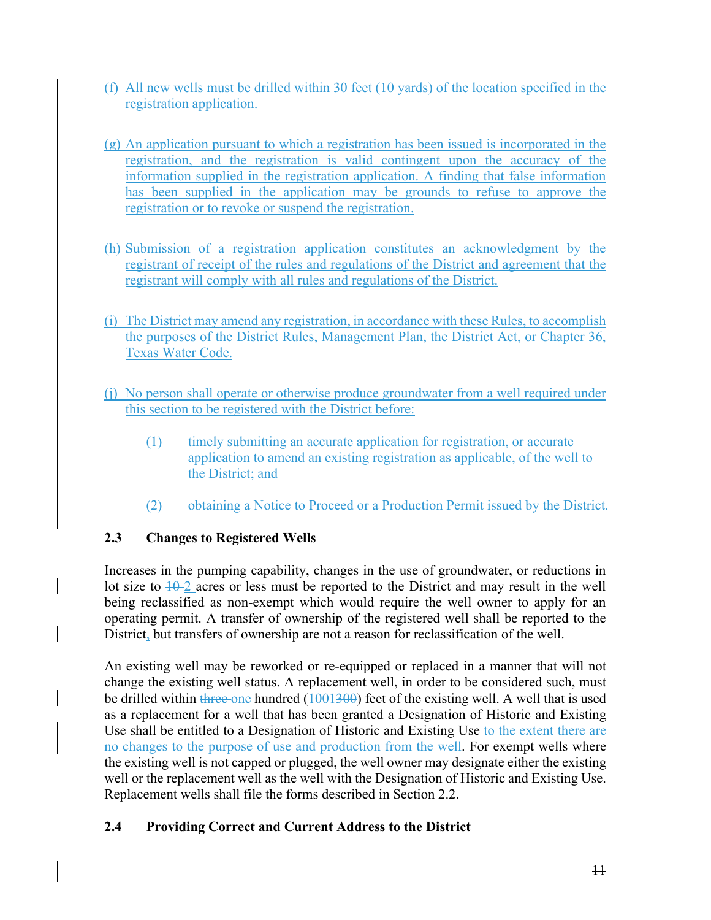(f) All new wells must be drilled within 30 feet (10 yards) of the location specified in the registration application.

(g) An application pursuant to which a registration has been issued is incorporated in the registration, and the registration is valid contingent upon the accuracy of the information supplied in the registration application. A finding that false information has been supplied in the application may be grounds to refuse to approve the registration or to revoke or suspend the registration.

(h) Submission of a registration application constitutes an acknowledgment by the registrant of receipt of the rules and regulations of the District and agreement that the registrant will comply with all rules and regulations of the District.

(i) The District may amend any registration, in accordance with these Rules, to accomplish the purposes of the District Rules, Management Plan, the District Act, or Chapter 36, Texas Water Code.

(j) No person shall operate or otherwise produce groundwater from a well required under this section to be registered with the District before:

(1) timely submitting an accurate application for registration, or accurate application to amend an existing registration as applicable, of the well to the District; and

(2) obtaining a Notice to Proceed or a Production Permit issued by the District.

### 2.3 Changes to Registered Wells

Increases in the pumping capability, changes in the use of groundwater, or reductions in lot size to ~~10~~ 2 acres or less must be reported to the District and may result in the well being reclassified as non-exempt which would require the well owner to apply for an operating permit. A transfer of ownership of the registered well shall be reported to the District, but transfers of ownership are not a reason for reclassification of the well.

An existing well may be reworked or re-equipped or replaced in a manner that will not change the existing well status. A replacement well, in order to be considered such, must be drilled within ~~three~~ one hundred (100~~300~~) feet of the existing well. A well that is used as a replacement for a well that has been granted a Designation of Historic and Existing Use shall be entitled to a Designation of Historic and Existing Use to the extent there are no changes to the purpose of use and production from the well. For exempt wells where the existing well is not capped or plugged, the well owner may designate either the existing well or the replacement well as the well with the Designation of Historic and Existing Use. Replacement wells shall file the forms described in Section 2.2.

### 2.4 Providing Correct and Current Address to the District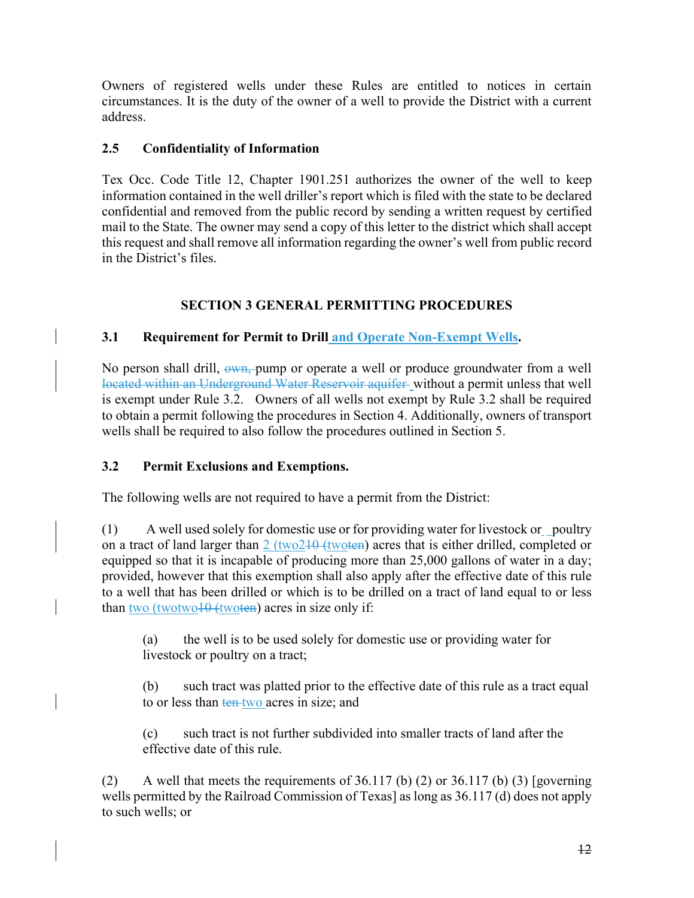Owners of registered wells under these Rules are entitled to notices in certain circumstances. It is the duty of the owner of a well to provide the District with a current address.

### 2.5 Confidentiality of Information

Tex Occ. Code Title 12, Chapter 1901.251 authorizes the owner of the well to keep information contained in the well driller's report which is filed with the state to be declared confidential and removed from the public record by sending a written request by certified mail to the State. The owner may send a copy of this letter to the district which shall accept this request and shall remove all information regarding the owner's well from public record in the District's files.

## SECTION 3 GENERAL PERMITTING PROCEDURES

### 3.1 Requirement for Permit to Drill and Operate Non-Exempt Wells.

No person shall drill, ~~own,~~ pump or operate a well or produce groundwater from a well ~~located within an Underground Water Reservoir aquifer~~ without a permit unless that well is exempt under Rule 3.2. Owners of all wells not exempt by Rule 3.2 shall be required to obtain a permit following the procedures in Section 4. Additionally, owners of transport wells shall be required to also follow the procedures outlined in Section 5.

### 3.2 Permit Exclusions and Exemptions.

The following wells are not required to have a permit from the District:

(1) A well used solely for domestic use or for providing water for livestock or poultry on a tract of land larger than 2 (two2~~10 (twoten~~) acres that is either drilled, completed or equipped so that it is incapable of producing more than 25,000 gallons of water in a day; provided, however that this exemption shall also apply after the effective date of this rule to a well that has been drilled or which is to be drilled on a tract of land equal to or less than two (twotwo~~10 (twoten~~) acres in size only if:

> (a) the well is to be used solely for domestic use or providing water for livestock or poultry on a tract;
>
> (b) such tract was platted prior to the effective date of this rule as a tract equal to or less than ~~ten~~ two acres in size; and
>
> (c) such tract is not further subdivided into smaller tracts of land after the effective date of this rule.

(2) A well that meets the requirements of 36.117 (b) (2) or 36.117 (b) (3) [governing wells permitted by the Railroad Commission of Texas] as long as 36.117 (d) does not apply to such wells; or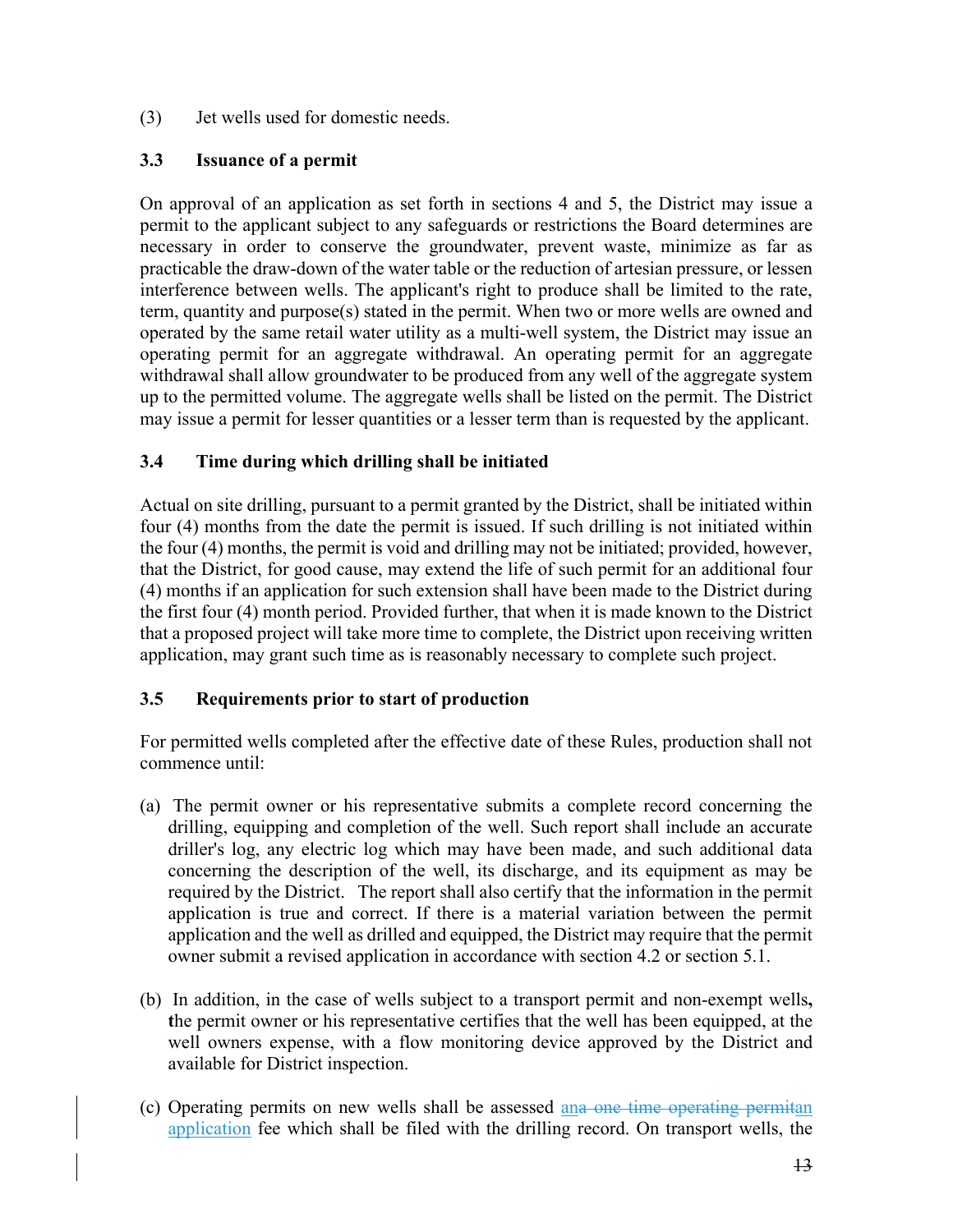(3) Jet wells used for domestic needs.

### 3.3 Issuance of a permit

On approval of an application as set forth in sections 4 and 5, the District may issue a permit to the applicant subject to any safeguards or restrictions the Board determines are necessary in order to conserve the groundwater, prevent waste, minimize as far as practicable the draw-down of the water table or the reduction of artesian pressure, or lessen interference between wells. The applicant's right to produce shall be limited to the rate, term, quantity and purpose(s) stated in the permit. When two or more wells are owned and operated by the same retail water utility as a multi-well system, the District may issue an operating permit for an aggregate withdrawal. An operating permit for an aggregate withdrawal shall allow groundwater to be produced from any well of the aggregate system up to the permitted volume. The aggregate wells shall be listed on the permit. The District may issue a permit for lesser quantities or a lesser term than is requested by the applicant.

### 3.4 Time during which drilling shall be initiated

Actual on site drilling, pursuant to a permit granted by the District, shall be initiated within four (4) months from the date the permit is issued. If such drilling is not initiated within the four (4) months, the permit is void and drilling may not be initiated; provided, however, that the District, for good cause, may extend the life of such permit for an additional four (4) months if an application for such extension shall have been made to the District during the first four (4) month period. Provided further, that when it is made known to the District that a proposed project will take more time to complete, the District upon receiving written application, may grant such time as is reasonably necessary to complete such project.

### 3.5 Requirements prior to start of production

For permitted wells completed after the effective date of these Rules, production shall not commence until:

(a) The permit owner or his representative submits a complete record concerning the drilling, equipping and completion of the well. Such report shall include an accurate driller's log, any electric log which may have been made, and such additional data concerning the description of the well, its discharge, and its equipment as may be required by the District. The report shall also certify that the information in the permit application is true and correct. If there is a material variation between the permit application and the well as drilled and equipped, the District may require that the permit owner submit a revised application in accordance with section 4.2 or section 5.1.

(b) In addition, in the case of wells subject to a transport permit and non-exempt wells, **t**he permit owner or his representative certifies that the well has been equipped, at the well owners expense, with a flow monitoring device approved by the District and available for District inspection.

(c) Operating permits on new wells shall be assessed an~~a one time operating permit~~an application fee which shall be filed with the drilling record. On transport wells, the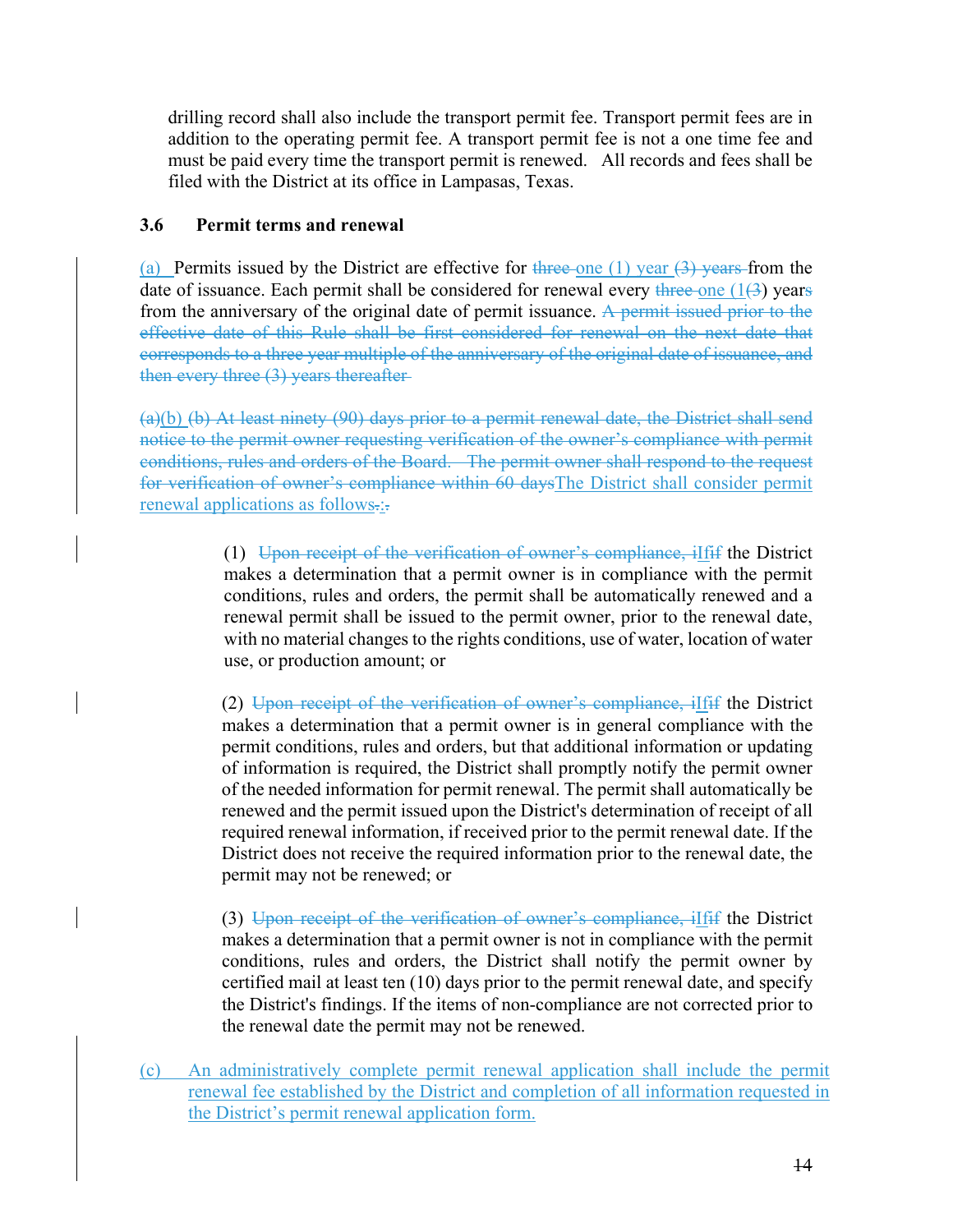drilling record shall also include the transport permit fee. Transport permit fees are in addition to the operating permit fee. A transport permit fee is not a one time fee and must be paid every time the transport permit is renewed. All records and fees shall be filed with the District at its office in Lampasas, Texas.

### 3.6 Permit terms and renewal

(a) Permits issued by the District are effective for ~~three~~ one (1) year ~~(3) years~~ from the date of issuance. Each permit shall be considered for renewal every ~~three~~ one (1~~(3~~) year~~s~~ from the anniversary of the original date of permit issuance. ~~A permit issued prior to the effective date of this Rule shall be first considered for renewal on the next date that corresponds to a three year multiple of the anniversary of the original date of issuance, and then every three (3) years thereafter~~

~~(a)~~(b) ~~(b) At least ninety (90) days prior to a permit renewal date, the District shall send notice to the permit owner requesting verification of the owner's compliance with permit conditions, rules and orders of the Board. The permit owner shall respond to the request for verification of owner's compliance within 60 days~~The District shall consider permit renewal applications as follows~~.~~:~~.~~

> (1) ~~Upon receipt of the verification of owner's compliance, i~~If~~if~~ the District makes a determination that a permit owner is in compliance with the permit conditions, rules and orders, the permit shall be automatically renewed and a renewal permit shall be issued to the permit owner, prior to the renewal date, with no material changes to the rights conditions, use of water, location of water use, or production amount; or
>
> (2) ~~Upon receipt of the verification of owner's compliance, i~~If~~if~~ the District makes a determination that a permit owner is in general compliance with the permit conditions, rules and orders, but that additional information or updating of information is required, the District shall promptly notify the permit owner of the needed information for permit renewal. The permit shall automatically be renewed and the permit issued upon the District's determination of receipt of all required renewal information, if received prior to the permit renewal date. If the District does not receive the required information prior to the renewal date, the permit may not be renewed; or
>
> (3) ~~Upon receipt of the verification of owner's compliance, i~~If~~if~~ the District makes a determination that a permit owner is not in compliance with the permit conditions, rules and orders, the District shall notify the permit owner by certified mail at least ten (10) days prior to the permit renewal date, and specify the District's findings. If the items of non-compliance are not corrected prior to the renewal date the permit may not be renewed.

(c) An administratively complete permit renewal application shall include the permit renewal fee established by the District and completion of all information requested in the District's permit renewal application form.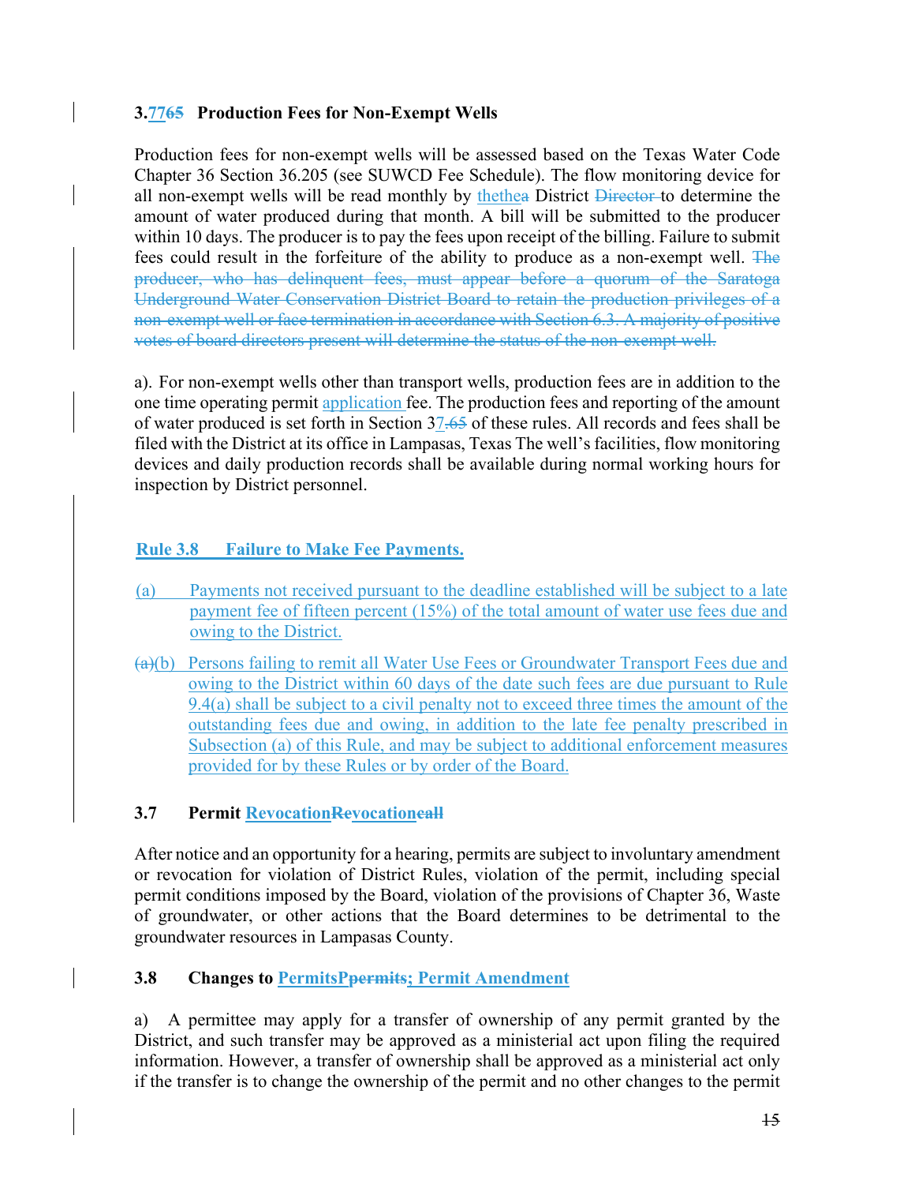### 3.7765 Production Fees for Non-Exempt Wells

Production fees for non-exempt wells will be assessed based on the Texas Water Code Chapter 36 Section 36.205 (see SUWCD Fee Schedule). The flow monitoring device for all non-exempt wells will be read monthly by thethea District ~~Director~~ to determine the amount of water produced during that month. A bill will be submitted to the producer within 10 days. The producer is to pay the fees upon receipt of the billing. Failure to submit fees could result in the forfeiture of the ability to produce as a non-exempt well. ~~The producer, who has delinquent fees, must appear before a quorum of the Saratoga Underground Water Conservation District Board to retain the production privileges of a non-exempt well or face termination in accordance with Section 6.3. A majority of positive votes of board directors present will determine the status of the non-exempt well.~~

a). For non-exempt wells other than transport wells, production fees are in addition to the one time operating permit application fee. The production fees and reporting of the amount of water produced is set forth in Section 37.65 of these rules. All records and fees shall be filed with the District at its office in Lampasas, Texas The well's facilities, flow monitoring devices and daily production records shall be available during normal working hours for inspection by District personnel.

### Rule 3.8 Failure to Make Fee Payments.

(a) Payments not received pursuant to the deadline established will be subject to a late payment fee of fifteen percent (15%) of the total amount of water use fees due and owing to the District.

~~(a)~~(b) Persons failing to remit all Water Use Fees or Groundwater Transport Fees due and owing to the District within 60 days of the date such fees are due pursuant to Rule 9.4(a) shall be subject to a civil penalty not to exceed three times the amount of the outstanding fees due and owing, in addition to the late fee penalty prescribed in Subsection (a) of this Rule, and may be subject to additional enforcement measures provided for by these Rules or by order of the Board.

### 3.7 Permit RevocationRevocation~~call~~

After notice and an opportunity for a hearing, permits are subject to involuntary amendment or revocation for violation of District Rules, violation of the permit, including special permit conditions imposed by the Board, violation of the provisions of Chapter 36, Waste of groundwater, or other actions that the Board determines to be detrimental to the groundwater resources in Lampasas County.

### 3.8 Changes to PermitsP~~permits~~; Permit Amendment

a) A permittee may apply for a transfer of ownership of any permit granted by the District, and such transfer may be approved as a ministerial act upon filing the required information. However, a transfer of ownership shall be approved as a ministerial act only if the transfer is to change the ownership of the permit and no other changes to the permit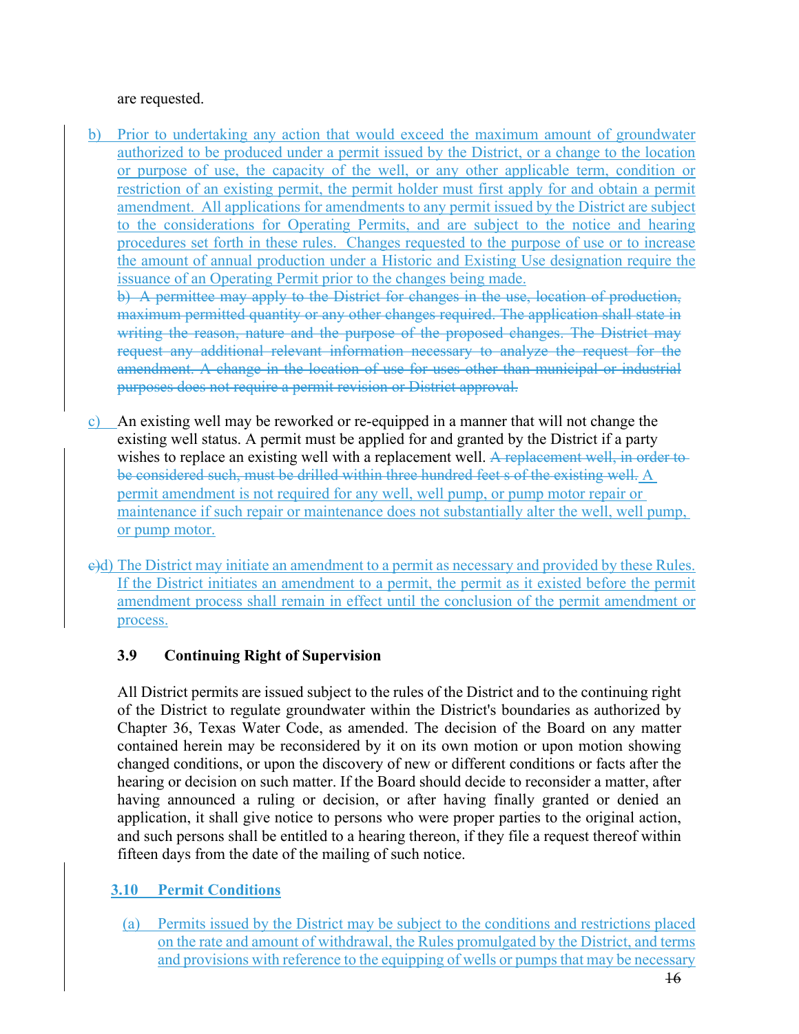are requested.

b) Prior to undertaking any action that would exceed the maximum amount of groundwater authorized to be produced under a permit issued by the District, or a change to the location or purpose of use, the capacity of the well, or any other applicable term, condition or restriction of an existing permit, the permit holder must first apply for and obtain a permit amendment. All applications for amendments to any permit issued by the District are subject to the considerations for Operating Permits, and are subject to the notice and hearing procedures set forth in these rules. Changes requested to the purpose of use or to increase the amount of annual production under a Historic and Existing Use designation require the issuance of an Operating Permit prior to the changes being made.
~~b) A permittee may apply to the District for changes in the use, location of production, maximum permitted quantity or any other changes required. The application shall state in writing the reason, nature and the purpose of the proposed changes. The District may request any additional relevant information necessary to analyze the request for the amendment. A change in the location of use for uses other than municipal or industrial purposes does not require a permit revision or District approval.~~

c) An existing well may be reworked or re-equipped in a manner that will not change the existing well status. A permit must be applied for and granted by the District if a party wishes to replace an existing well with a replacement well. ~~A replacement well, in order to be considered such, must be drilled within three hundred feet s of the existing well.~~ A permit amendment is not required for any well, well pump, or pump motor repair or maintenance if such repair or maintenance does not substantially alter the well, well pump, or pump motor.

~~c)~~d) The District may initiate an amendment to a permit as necessary and provided by these Rules. If the District initiates an amendment to a permit, the permit as it existed before the permit amendment process shall remain in effect until the conclusion of the permit amendment or process.

### 3.9 Continuing Right of Supervision

All District permits are issued subject to the rules of the District and to the continuing right of the District to regulate groundwater within the District's boundaries as authorized by Chapter 36, Texas Water Code, as amended. The decision of the Board on any matter contained herein may be reconsidered by it on its own motion or upon motion showing changed conditions, or upon the discovery of new or different conditions or facts after the hearing or decision on such matter. If the Board should decide to reconsider a matter, after having announced a ruling or decision, or after having finally granted or denied an application, it shall give notice to persons who were proper parties to the original action, and such persons shall be entitled to a hearing thereon, if they file a request thereof within fifteen days from the date of the mailing of such notice.

### 3.10 Permit Conditions

(a) Permits issued by the District may be subject to the conditions and restrictions placed on the rate and amount of withdrawal, the Rules promulgated by the District, and terms and provisions with reference to the equipping of wells or pumps that may be necessary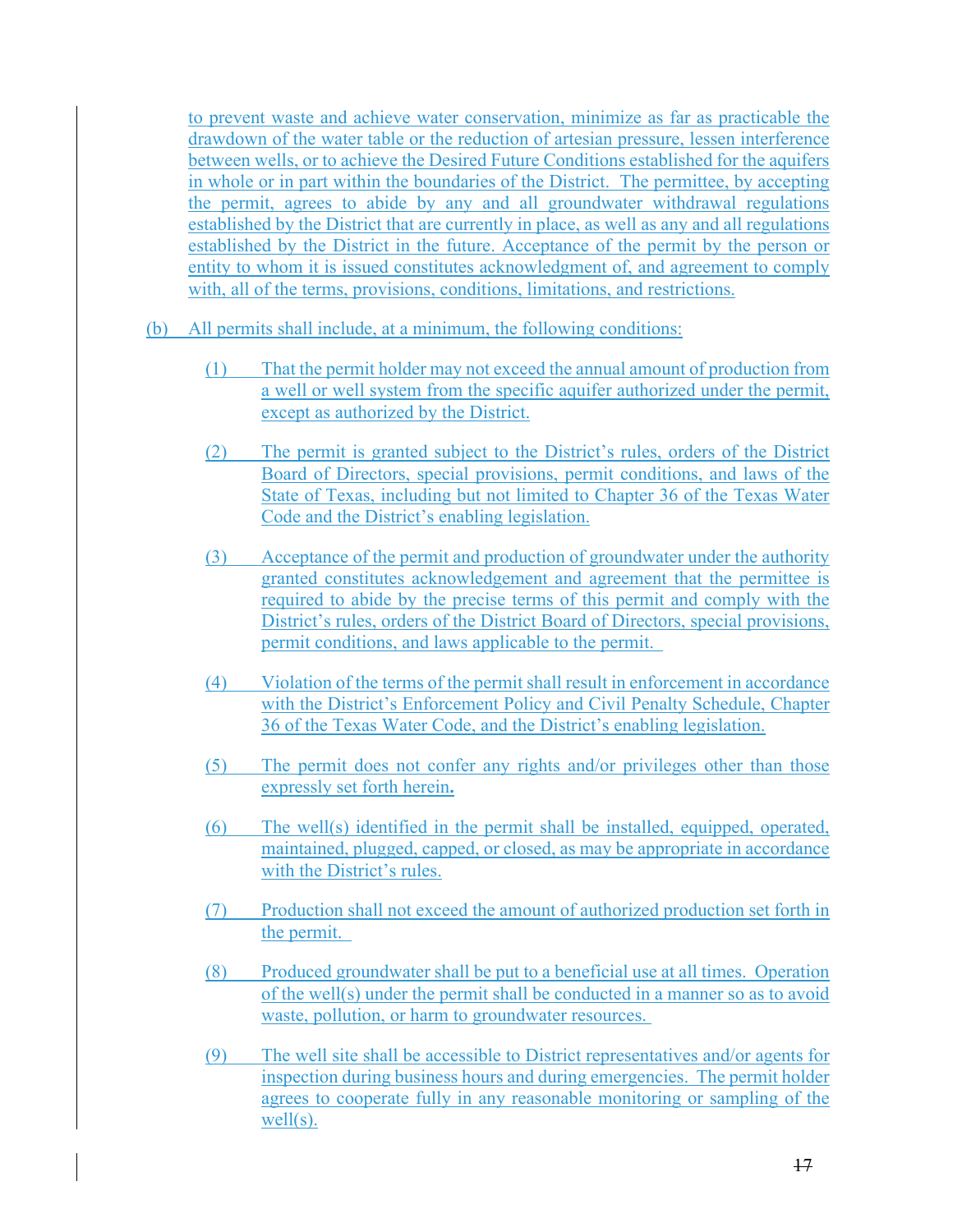to prevent waste and achieve water conservation, minimize as far as practicable the drawdown of the water table or the reduction of artesian pressure, lessen interference between wells, or to achieve the Desired Future Conditions established for the aquifers in whole or in part within the boundaries of the District. The permittee, by accepting the permit, agrees to abide by any and all groundwater withdrawal regulations established by the District that are currently in place, as well as any and all regulations established by the District in the future. Acceptance of the permit by the person or entity to whom it is issued constitutes acknowledgment of, and agreement to comply with, all of the terms, provisions, conditions, limitations, and restrictions.

(b) All permits shall include, at a minimum, the following conditions:

(1) That the permit holder may not exceed the annual amount of production from a well or well system from the specific aquifer authorized under the permit, except as authorized by the District.

(2) The permit is granted subject to the District's rules, orders of the District Board of Directors, special provisions, permit conditions, and laws of the State of Texas, including but not limited to Chapter 36 of the Texas Water Code and the District's enabling legislation.

(3) Acceptance of the permit and production of groundwater under the authority granted constitutes acknowledgement and agreement that the permittee is required to abide by the precise terms of this permit and comply with the District's rules, orders of the District Board of Directors, special provisions, permit conditions, and laws applicable to the permit.

(4) Violation of the terms of the permit shall result in enforcement in accordance with the District's Enforcement Policy and Civil Penalty Schedule, Chapter 36 of the Texas Water Code, and the District's enabling legislation.

(5) The permit does not confer any rights and/or privileges other than those expressly set forth herein**.**

(6) The well(s) identified in the permit shall be installed, equipped, operated, maintained, plugged, capped, or closed, as may be appropriate in accordance with the District's rules.

(7) Production shall not exceed the amount of authorized production set forth in the permit.

(8) Produced groundwater shall be put to a beneficial use at all times. Operation of the well(s) under the permit shall be conducted in a manner so as to avoid waste, pollution, or harm to groundwater resources.

(9) The well site shall be accessible to District representatives and/or agents for inspection during business hours and during emergencies. The permit holder agrees to cooperate fully in any reasonable monitoring or sampling of the well(s).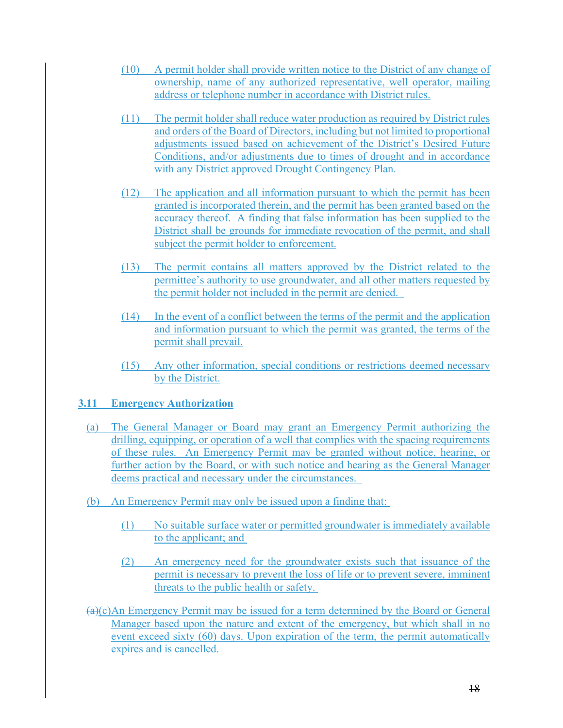(10) A permit holder shall provide written notice to the District of any change of ownership, name of any authorized representative, well operator, mailing address or telephone number in accordance with District rules.

(11) The permit holder shall reduce water production as required by District rules and orders of the Board of Directors, including but not limited to proportional adjustments issued based on achievement of the District's Desired Future Conditions, and/or adjustments due to times of drought and in accordance with any District approved Drought Contingency Plan.

(12) The application and all information pursuant to which the permit has been granted is incorporated therein, and the permit has been granted based on the accuracy thereof. A finding that false information has been supplied to the District shall be grounds for immediate revocation of the permit, and shall subject the permit holder to enforcement.

(13) The permit contains all matters approved by the District related to the permittee's authority to use groundwater, and all other matters requested by the permit holder not included in the permit are denied.

(14) In the event of a conflict between the terms of the permit and the application and information pursuant to which the permit was granted, the terms of the permit shall prevail.

(15) Any other information, special conditions or restrictions deemed necessary by the District.

**3.11 Emergency Authorization**

(a) The General Manager or Board may grant an Emergency Permit authorizing the drilling, equipping, or operation of a well that complies with the spacing requirements of these rules. An Emergency Permit may be granted without notice, hearing, or further action by the Board, or with such notice and hearing as the General Manager deems practical and necessary under the circumstances.

(b) An Emergency Permit may only be issued upon a finding that:

(1) No suitable surface water or permitted groundwater is immediately available to the applicant; and

(2) An emergency need for the groundwater exists such that issuance of the permit is necessary to prevent the loss of life or to prevent severe, imminent threats to the public health or safety.

~~(a)~~(c) An Emergency Permit may be issued for a term determined by the Board or General Manager based upon the nature and extent of the emergency, but which shall in no event exceed sixty (60) days. Upon expiration of the term, the permit automatically expires and is cancelled.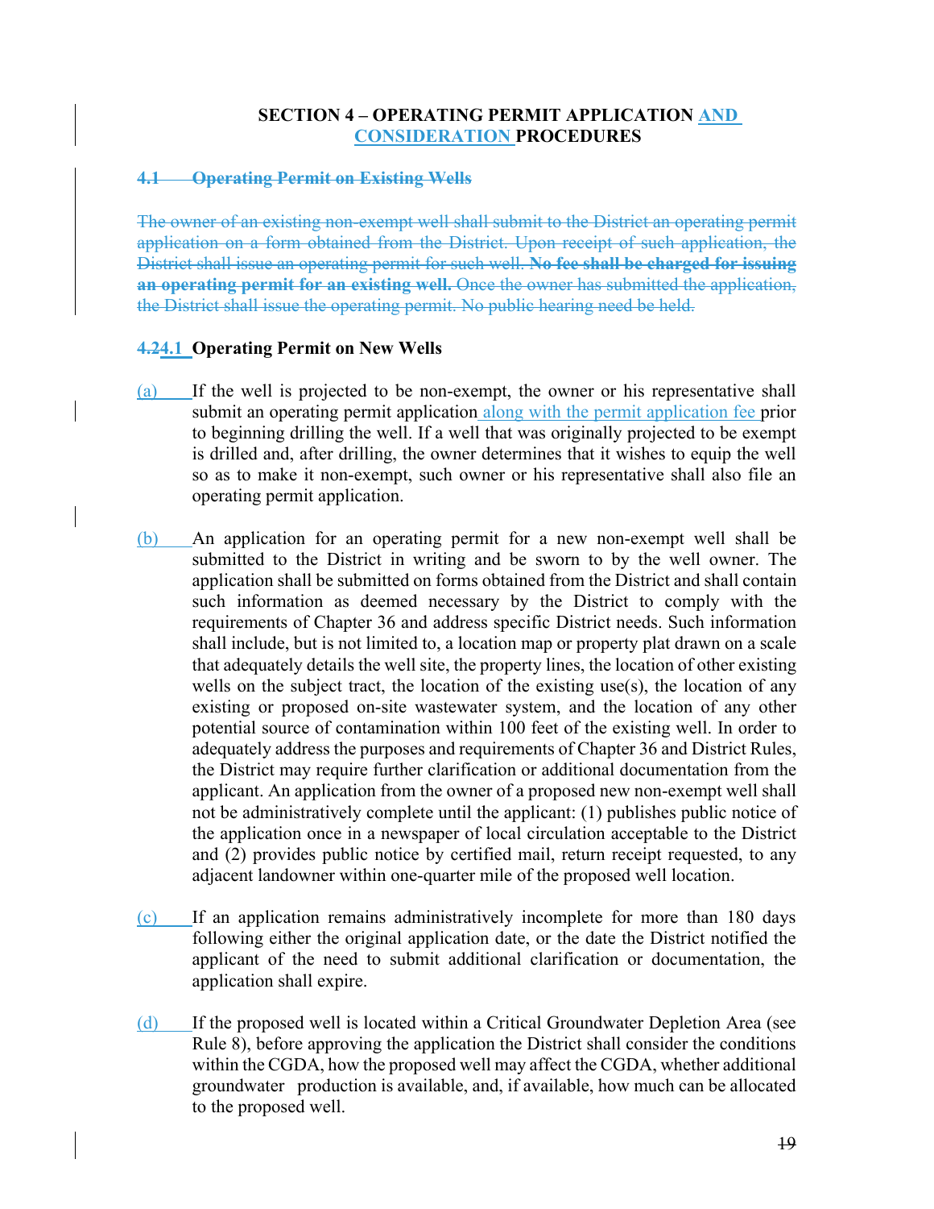## SECTION 4 – OPERATING PERMIT APPLICATION AND CONSIDERATION PROCEDURES

### ~~4.1 Operating Permit on Existing Wells~~

~~The owner of an existing non-exempt well shall submit to the District an operating permit application on a form obtained from the District. Upon receipt of such application, the District shall issue an operating permit for such well. **No fee shall be charged for issuing an operating permit for an existing well.** Once the owner has submitted the application, the District shall issue the operating permit. No public hearing need be held.~~

### ~~4.2~~4.1 Operating Permit on New Wells

(a) If the well is projected to be non-exempt, the owner or his representative shall submit an operating permit application along with the permit application fee prior to beginning drilling the well. If a well that was originally projected to be exempt is drilled and, after drilling, the owner determines that it wishes to equip the well so as to make it non-exempt, such owner or his representative shall also file an operating permit application.

(b) An application for an operating permit for a new non-exempt well shall be submitted to the District in writing and be sworn to by the well owner. The application shall be submitted on forms obtained from the District and shall contain such information as deemed necessary by the District to comply with the requirements of Chapter 36 and address specific District needs. Such information shall include, but is not limited to, a location map or property plat drawn on a scale that adequately details the well site, the property lines, the location of other existing wells on the subject tract, the location of the existing use(s), the location of any existing or proposed on-site wastewater system, and the location of any other potential source of contamination within 100 feet of the existing well. In order to adequately address the purposes and requirements of Chapter 36 and District Rules, the District may require further clarification or additional documentation from the applicant. An application from the owner of a proposed new non-exempt well shall not be administratively complete until the applicant: (1) publishes public notice of the application once in a newspaper of local circulation acceptable to the District and (2) provides public notice by certified mail, return receipt requested, to any adjacent landowner within one-quarter mile of the proposed well location.

(c) If an application remains administratively incomplete for more than 180 days following either the original application date, or the date the District notified the applicant of the need to submit additional clarification or documentation, the application shall expire.

(d) If the proposed well is located within a Critical Groundwater Depletion Area (see Rule 8), before approving the application the District shall consider the conditions within the CGDA, how the proposed well may affect the CGDA, whether additional groundwater production is available, and, if available, how much can be allocated to the proposed well.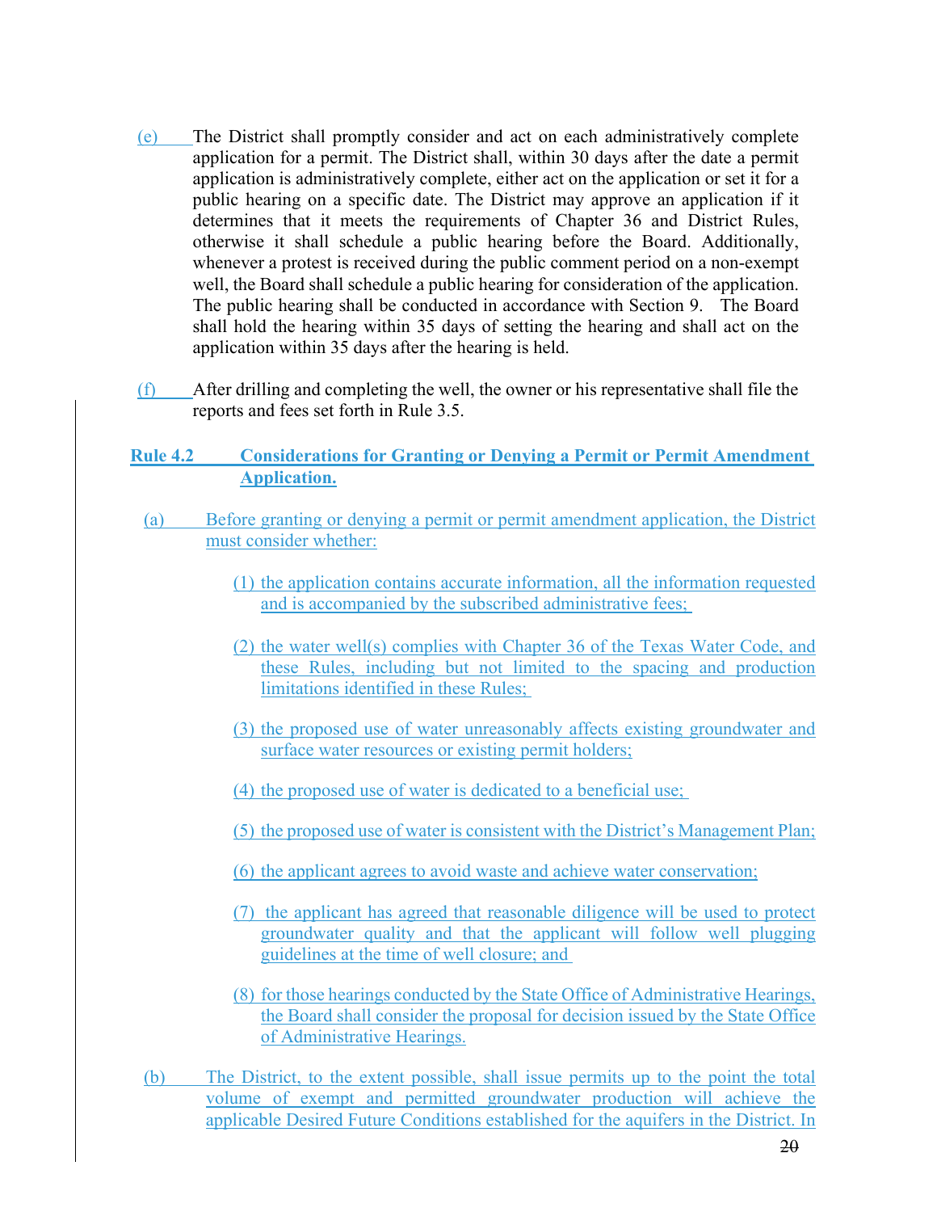(e) The District shall promptly consider and act on each administratively complete application for a permit. The District shall, within 30 days after the date a permit application is administratively complete, either act on the application or set it for a public hearing on a specific date. The District may approve an application if it determines that it meets the requirements of Chapter 36 and District Rules, otherwise it shall schedule a public hearing before the Board. Additionally, whenever a protest is received during the public comment period on a non-exempt well, the Board shall schedule a public hearing for consideration of the application. The public hearing shall be conducted in accordance with Section 9. The Board shall hold the hearing within 35 days of setting the hearing and shall act on the application within 35 days after the hearing is held.

(f) After drilling and completing the well, the owner or his representative shall file the reports and fees set forth in Rule 3.5.

**Rule 4.2 Considerations for Granting or Denying a Permit or Permit Amendment Application.**

(a) Before granting or denying a permit or permit amendment application, the District must consider whether:

(1) the application contains accurate information, all the information requested and is accompanied by the subscribed administrative fees;

(2) the water well(s) complies with Chapter 36 of the Texas Water Code, and these Rules, including but not limited to the spacing and production limitations identified in these Rules;

(3) the proposed use of water unreasonably affects existing groundwater and surface water resources or existing permit holders;

(4) the proposed use of water is dedicated to a beneficial use;

(5) the proposed use of water is consistent with the District's Management Plan;

(6) the applicant agrees to avoid waste and achieve water conservation;

(7) the applicant has agreed that reasonable diligence will be used to protect groundwater quality and that the applicant will follow well plugging guidelines at the time of well closure; and

(8) for those hearings conducted by the State Office of Administrative Hearings, the Board shall consider the proposal for decision issued by the State Office of Administrative Hearings.

(b) The District, to the extent possible, shall issue permits up to the point the total volume of exempt and permitted groundwater production will achieve the applicable Desired Future Conditions established for the aquifers in the District. In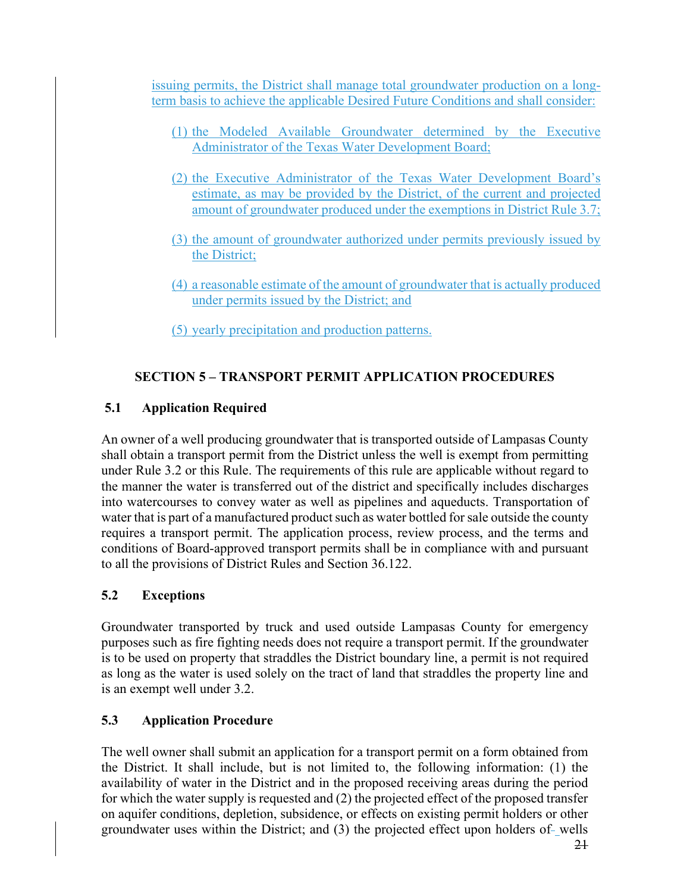issuing permits, the District shall manage total groundwater production on a long-term basis to achieve the applicable Desired Future Conditions and shall consider:

(1) the Modeled Available Groundwater determined by the Executive Administrator of the Texas Water Development Board;

(2) the Executive Administrator of the Texas Water Development Board's estimate, as may be provided by the District, of the current and projected amount of groundwater produced under the exemptions in District Rule 3.7;

(3) the amount of groundwater authorized under permits previously issued by the District;

(4) a reasonable estimate of the amount of groundwater that is actually produced under permits issued by the District; and

(5) yearly precipitation and production patterns.

## SECTION 5 – TRANSPORT PERMIT APPLICATION PROCEDURES

### 5.1 Application Required

An owner of a well producing groundwater that is transported outside of Lampasas County shall obtain a transport permit from the District unless the well is exempt from permitting under Rule 3.2 or this Rule. The requirements of this rule are applicable without regard to the manner the water is transferred out of the district and specifically includes discharges into watercourses to convey water as well as pipelines and aqueducts. Transportation of water that is part of a manufactured product such as water bottled for sale outside the county requires a transport permit. The application process, review process, and the terms and conditions of Board-approved transport permits shall be in compliance with and pursuant to all the provisions of District Rules and Section 36.122.

### 5.2 Exceptions

Groundwater transported by truck and used outside Lampasas County for emergency purposes such as fire fighting needs does not require a transport permit. If the groundwater is to be used on property that straddles the District boundary line, a permit is not required as long as the water is used solely on the tract of land that straddles the property line and is an exempt well under 3.2.

### 5.3 Application Procedure

The well owner shall submit an application for a transport permit on a form obtained from the District. It shall include, but is not limited to, the following information: (1) the availability of water in the District and in the proposed receiving areas during the period for which the water supply is requested and (2) the projected effect of the proposed transfer on aquifer conditions, depletion, subsidence, or effects on existing permit holders or other groundwater uses within the District; and (3) the projected effect upon holders of wells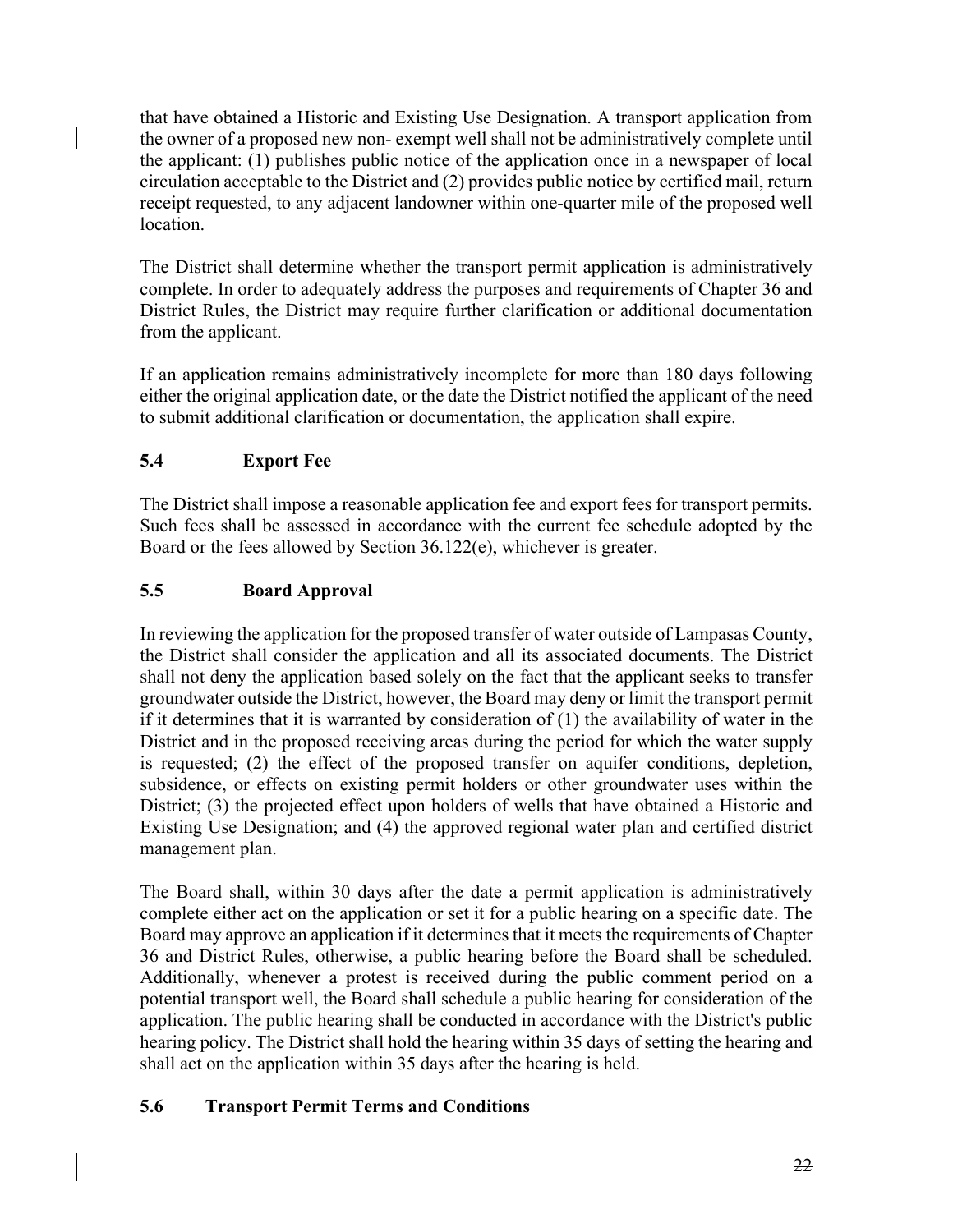that have obtained a Historic and Existing Use Designation. A transport application from the owner of a proposed new non-exempt well shall not be administratively complete until the applicant: (1) publishes public notice of the application once in a newspaper of local circulation acceptable to the District and (2) provides public notice by certified mail, return receipt requested, to any adjacent landowner within one-quarter mile of the proposed well location.

The District shall determine whether the transport permit application is administratively complete. In order to adequately address the purposes and requirements of Chapter 36 and District Rules, the District may require further clarification or additional documentation from the applicant.

If an application remains administratively incomplete for more than 180 days following either the original application date, or the date the District notified the applicant of the need to submit additional clarification or documentation, the application shall expire.

## 5.4 Export Fee

The District shall impose a reasonable application fee and export fees for transport permits. Such fees shall be assessed in accordance with the current fee schedule adopted by the Board or the fees allowed by Section 36.122(e), whichever is greater.

## 5.5 Board Approval

In reviewing the application for the proposed transfer of water outside of Lampasas County, the District shall consider the application and all its associated documents. The District shall not deny the application based solely on the fact that the applicant seeks to transfer groundwater outside the District, however, the Board may deny or limit the transport permit if it determines that it is warranted by consideration of (1) the availability of water in the District and in the proposed receiving areas during the period for which the water supply is requested; (2) the effect of the proposed transfer on aquifer conditions, depletion, subsidence, or effects on existing permit holders or other groundwater uses within the District; (3) the projected effect upon holders of wells that have obtained a Historic and Existing Use Designation; and (4) the approved regional water plan and certified district management plan.

The Board shall, within 30 days after the date a permit application is administratively complete either act on the application or set it for a public hearing on a specific date. The Board may approve an application if it determines that it meets the requirements of Chapter 36 and District Rules, otherwise, a public hearing before the Board shall be scheduled. Additionally, whenever a protest is received during the public comment period on a potential transport well, the Board shall schedule a public hearing for consideration of the application. The public hearing shall be conducted in accordance with the District's public hearing policy. The District shall hold the hearing within 35 days of setting the hearing and shall act on the application within 35 days after the hearing is held.

## 5.6 Transport Permit Terms and Conditions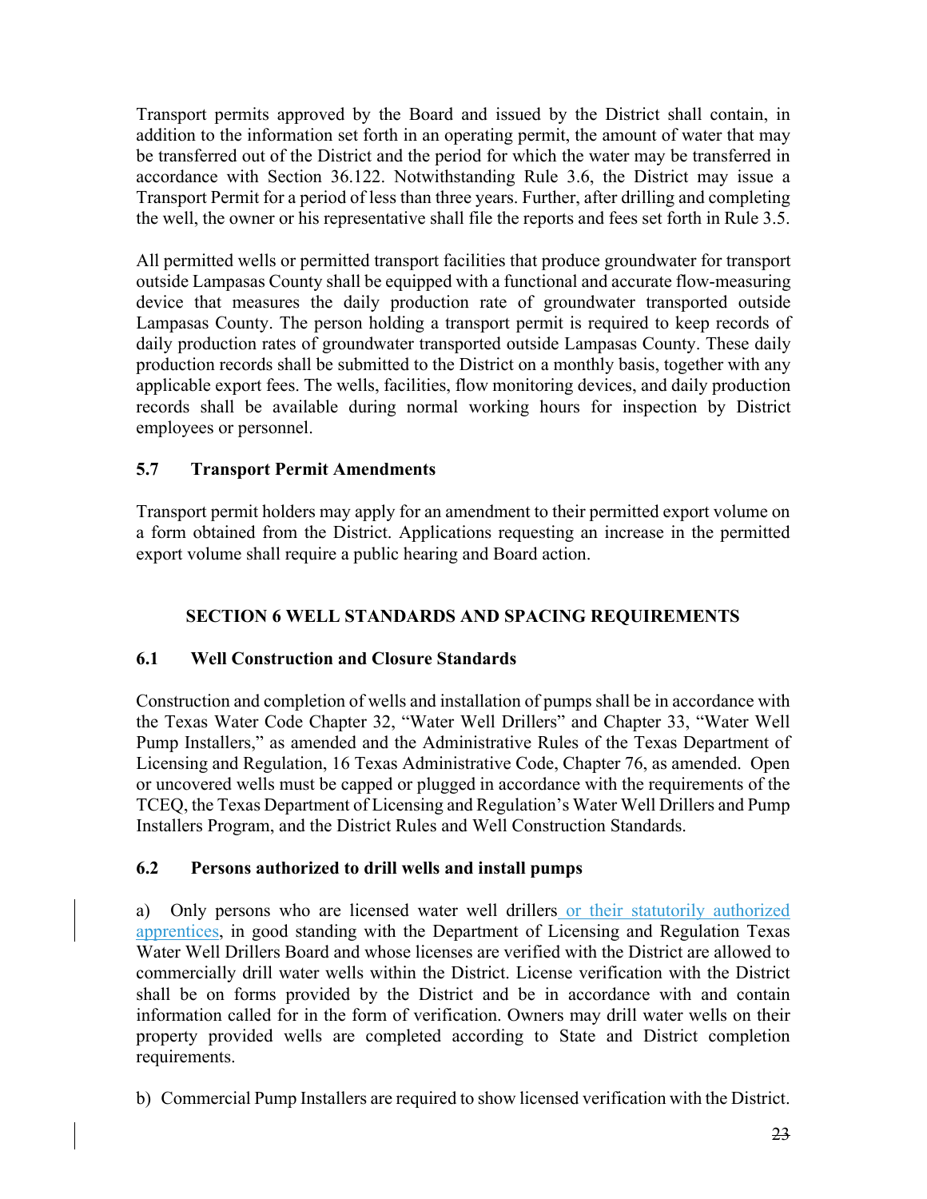Transport permits approved by the Board and issued by the District shall contain, in addition to the information set forth in an operating permit, the amount of water that may be transferred out of the District and the period for which the water may be transferred in accordance with Section 36.122. Notwithstanding Rule 3.6, the District may issue a Transport Permit for a period of less than three years. Further, after drilling and completing the well, the owner or his representative shall file the reports and fees set forth in Rule 3.5.

All permitted wells or permitted transport facilities that produce groundwater for transport outside Lampasas County shall be equipped with a functional and accurate flow-measuring device that measures the daily production rate of groundwater transported outside Lampasas County. The person holding a transport permit is required to keep records of daily production rates of groundwater transported outside Lampasas County. These daily production records shall be submitted to the District on a monthly basis, together with any applicable export fees. The wells, facilities, flow monitoring devices, and daily production records shall be available during normal working hours for inspection by District employees or personnel.

### 5.7 Transport Permit Amendments

Transport permit holders may apply for an amendment to their permitted export volume on a form obtained from the District. Applications requesting an increase in the permitted export volume shall require a public hearing and Board action.

## SECTION 6 WELL STANDARDS AND SPACING REQUIREMENTS

### 6.1 Well Construction and Closure Standards

Construction and completion of wells and installation of pumps shall be in accordance with the Texas Water Code Chapter 32, "Water Well Drillers" and Chapter 33, "Water Well Pump Installers," as amended and the Administrative Rules of the Texas Department of Licensing and Regulation, 16 Texas Administrative Code, Chapter 76, as amended. Open or uncovered wells must be capped or plugged in accordance with the requirements of the TCEQ, the Texas Department of Licensing and Regulation's Water Well Drillers and Pump Installers Program, and the District Rules and Well Construction Standards.

### 6.2 Persons authorized to drill wells and install pumps

a) Only persons who are licensed water well drillers or their statutorily authorized apprentices, in good standing with the Department of Licensing and Regulation Texas Water Well Drillers Board and whose licenses are verified with the District are allowed to commercially drill water wells within the District. License verification with the District shall be on forms provided by the District and be in accordance with and contain information called for in the form of verification. Owners may drill water wells on their property provided wells are completed according to State and District completion requirements.

b) Commercial Pump Installers are required to show licensed verification with the District.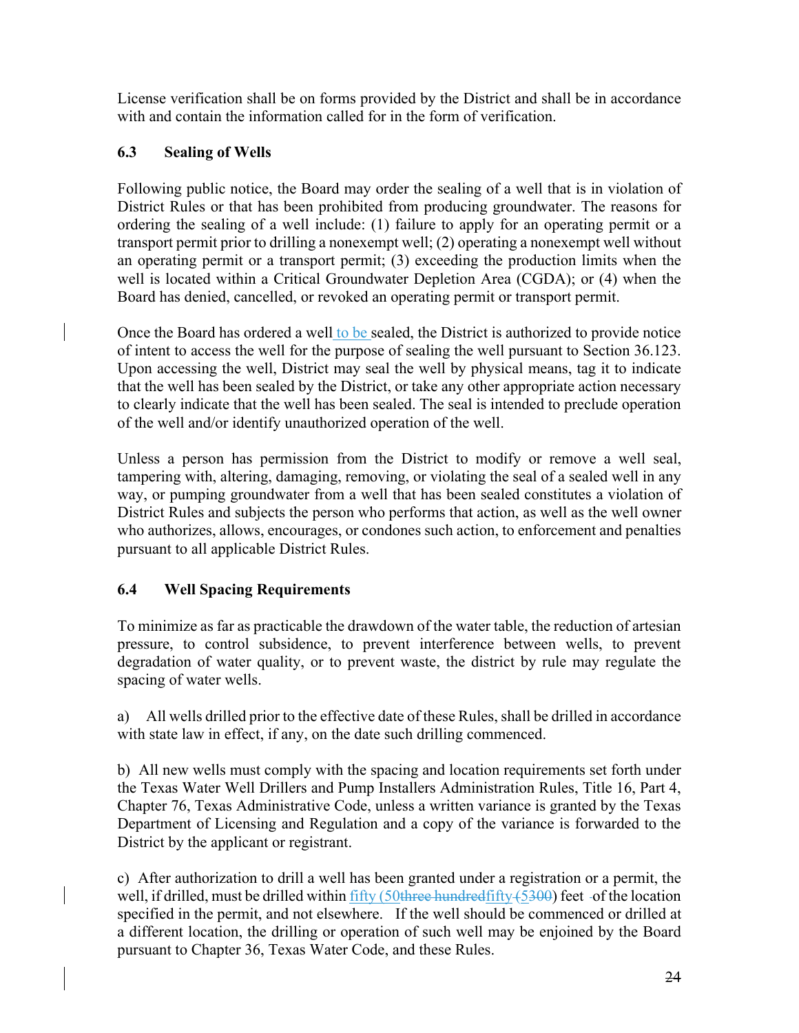License verification shall be on forms provided by the District and shall be in accordance with and contain the information called for in the form of verification.

### 6.3 Sealing of Wells

Following public notice, the Board may order the sealing of a well that is in violation of District Rules or that has been prohibited from producing groundwater. The reasons for ordering the sealing of a well include: (1) failure to apply for an operating permit or a transport permit prior to drilling a nonexempt well; (2) operating a nonexempt well without an operating permit or a transport permit; (3) exceeding the production limits when the well is located within a Critical Groundwater Depletion Area (CGDA); or (4) when the Board has denied, cancelled, or revoked an operating permit or transport permit.

Once the Board has ordered a well to be sealed, the District is authorized to provide notice of intent to access the well for the purpose of sealing the well pursuant to Section 36.123. Upon accessing the well, District may seal the well by physical means, tag it to indicate that the well has been sealed by the District, or take any other appropriate action necessary to clearly indicate that the well has been sealed. The seal is intended to preclude operation of the well and/or identify unauthorized operation of the well.

Unless a person has permission from the District to modify or remove a well seal, tampering with, altering, damaging, removing, or violating the seal of a sealed well in any way, or pumping groundwater from a well that has been sealed constitutes a violation of District Rules and subjects the person who performs that action, as well as the well owner who authorizes, allows, encourages, or condones such action, to enforcement and penalties pursuant to all applicable District Rules.

### 6.4 Well Spacing Requirements

To minimize as far as practicable the drawdown of the water table, the reduction of artesian pressure, to control subsidence, to prevent interference between wells, to prevent degradation of water quality, or to prevent waste, the district by rule may regulate the spacing of water wells.

a) All wells drilled prior to the effective date of these Rules, shall be drilled in accordance with state law in effect, if any, on the date such drilling commenced.

b) All new wells must comply with the spacing and location requirements set forth under the Texas Water Well Drillers and Pump Installers Administration Rules, Title 16, Part 4, Chapter 76, Texas Administrative Code, unless a written variance is granted by the Texas Department of Licensing and Regulation and a copy of the variance is forwarded to the District by the applicant or registrant.

c) After authorization to drill a well has been granted under a registration or a permit, the well, if drilled, must be drilled within fifty (50three hundredfifty (5300) feet of the location specified in the permit, and not elsewhere. If the well should be commenced or drilled at a different location, the drilling or operation of such well may be enjoined by the Board pursuant to Chapter 36, Texas Water Code, and these Rules.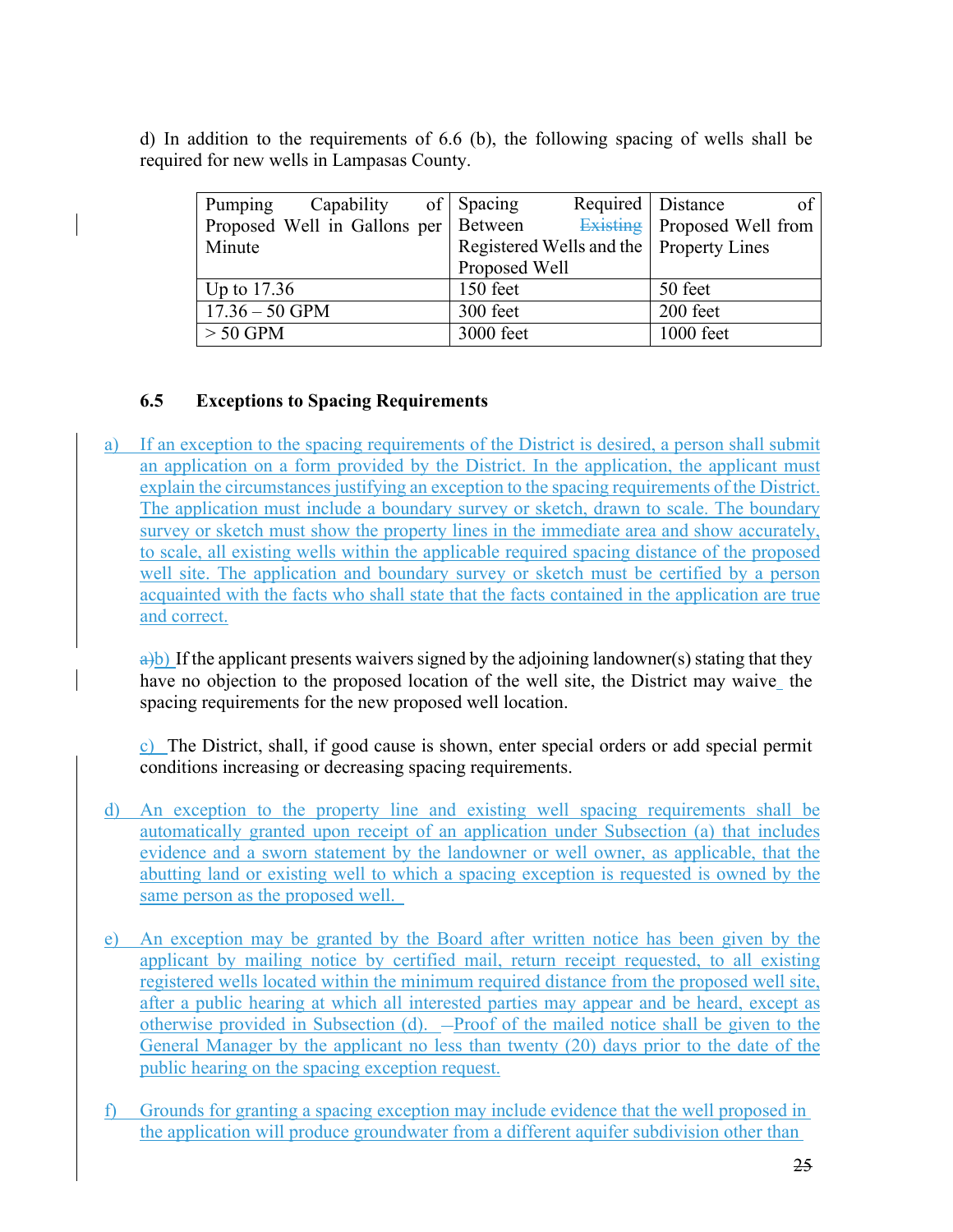d) In addition to the requirements of 6.6 (b), the following spacing of wells shall be required for new wells in Lampasas County.

| Pumping Capability of Proposed Well in Gallons per Minute | Spacing Required Between ~~Existing~~ Registered Wells and the Proposed Well | Distance of Proposed Well from Property Lines |
|---|---|---|
| Up to 17.36 | 150 feet | 50 feet |
| 17.36 – 50 GPM | 300 feet | 200 feet |
| > 50 GPM | 3000 feet | 1000 feet |

### 6.5 Exceptions to Spacing Requirements

a) If an exception to the spacing requirements of the District is desired, a person shall submit an application on a form provided by the District. In the application, the applicant must explain the circumstances justifying an exception to the spacing requirements of the District. The application must include a boundary survey or sketch, drawn to scale. The boundary survey or sketch must show the property lines in the immediate area and show accurately, to scale, all existing wells within the applicable required spacing distance of the proposed well site. The application and boundary survey or sketch must be certified by a person acquainted with the facts who shall state that the facts contained in the application are true and correct.

~~a)~~b) If the applicant presents waivers signed by the adjoining landowner(s) stating that they have no objection to the proposed location of the well site, the District may waive the spacing requirements for the new proposed well location.

c) The District, shall, if good cause is shown, enter special orders or add special permit conditions increasing or decreasing spacing requirements.

d) An exception to the property line and existing well spacing requirements shall be automatically granted upon receipt of an application under Subsection (a) that includes evidence and a sworn statement by the landowner or well owner, as applicable, that the abutting land or existing well to which a spacing exception is requested is owned by the same person as the proposed well.

e) An exception may be granted by the Board after written notice has been given by the applicant by mailing notice by certified mail, return receipt requested, to all existing registered wells located within the minimum required distance from the proposed well site, after a public hearing at which all interested parties may appear and be heard, except as otherwise provided in Subsection (d). Proof of the mailed notice shall be given to the General Manager by the applicant no less than twenty (20) days prior to the date of the public hearing on the spacing exception request.

f) Grounds for granting a spacing exception may include evidence that the well proposed in the application will produce groundwater from a different aquifer subdivision other than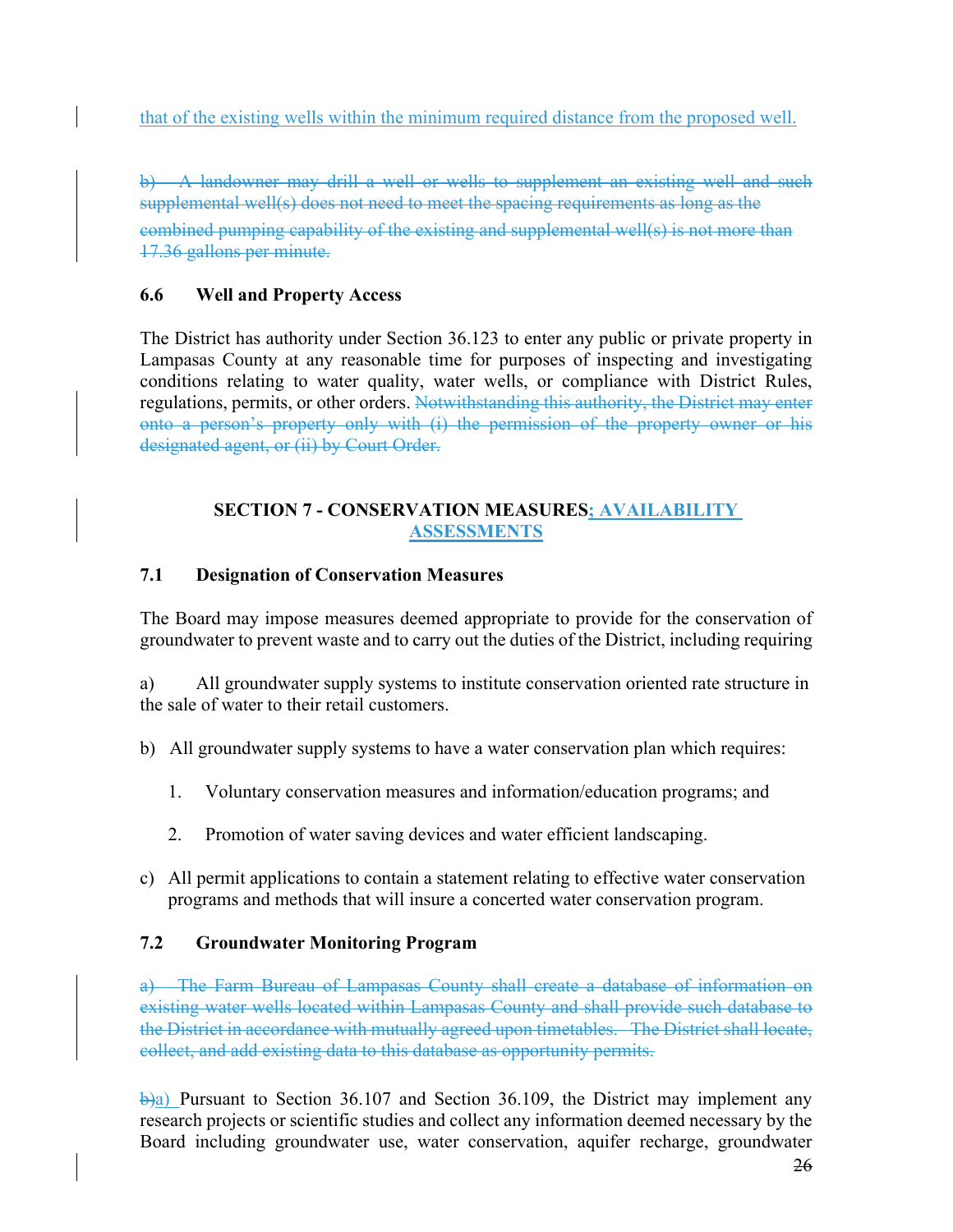that of the existing wells within the minimum required distance from the proposed well.

~~b) A landowner may drill a well or wells to supplement an existing well and such supplemental well(s) does not need to meet the spacing requirements as long as the combined pumping capability of the existing and supplemental well(s) is not more than 17.36 gallons per minute.~~

### 6.6 Well and Property Access

The District has authority under Section 36.123 to enter any public or private property in Lampasas County at any reasonable time for purposes of inspecting and investigating conditions relating to water quality, water wells, or compliance with District Rules, regulations, permits, or other orders. ~~Notwithstanding this authority, the District may enter onto a person's property only with (i) the permission of the property owner or his designated agent, or (ii) by Court Order.~~

## SECTION 7 - CONSERVATION MEASURES; AVAILABILITY ASSESSMENTS

### 7.1 Designation of Conservation Measures

The Board may impose measures deemed appropriate to provide for the conservation of groundwater to prevent waste and to carry out the duties of the District, including requiring

a) All groundwater supply systems to institute conservation oriented rate structure in the sale of water to their retail customers.

b) All groundwater supply systems to have a water conservation plan which requires:

1. Voluntary conservation measures and information/education programs; and
2. Promotion of water saving devices and water efficient landscaping.

c) All permit applications to contain a statement relating to effective water conservation programs and methods that will insure a concerted water conservation program.

### 7.2 Groundwater Monitoring Program

~~a) The Farm Bureau of Lampasas County shall create a database of information on existing water wells located within Lampasas County and shall provide such database to the District in accordance with mutually agreed upon timetables. The District shall locate, collect, and add existing data to this database as opportunity permits.~~

~~b)~~a) Pursuant to Section 36.107 and Section 36.109, the District may implement any research projects or scientific studies and collect any information deemed necessary by the Board including groundwater use, water conservation, aquifer recharge, groundwater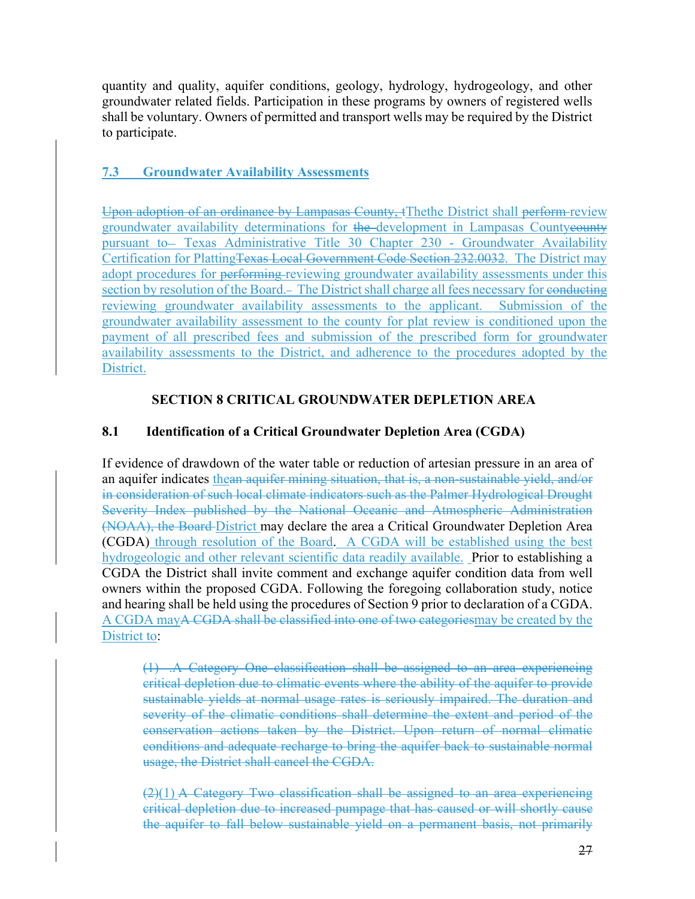quantity and quality, aquifer conditions, geology, hydrology, hydrogeology, and other groundwater related fields. Participation in these programs by owners of registered wells shall be voluntary. Owners of permitted and transport wells may be required by the District to participate.

### 7.3 Groundwater Availability Assessments

~~Upon adoption of an ordinance by Lampasas County, t~~Thethe District shall ~~perform~~ review groundwater availability determinations for ~~the~~ development in Lampasas County~~county~~ pursuant to– Texas Administrative Title 30 Chapter 230 - Groundwater Availability Certification for Platting~~Texas Local Government Code Section 232.0032~~. The District may adopt procedures for ~~performing~~ reviewing groundwater availability assessments under this section by resolution of the Board.– The District shall charge all fees necessary for ~~conducting~~ reviewing groundwater availability assessments to the applicant. Submission of the groundwater availability assessment to the county for plat review is conditioned upon the payment of all prescribed fees and submission of the prescribed form for groundwater availability assessments to the District, and adherence to the procedures adopted by the District.

## SECTION 8 CRITICAL GROUNDWATER DEPLETION AREA

### 8.1 Identification of a Critical Groundwater Depletion Area (CGDA)

If evidence of drawdown of the water table or reduction of artesian pressure in an area of an aquifer indicates the~~an aquifer mining situation, that is, a non-sustainable yield, and/or in consideration of such local climate indicators such as the Palmer Hydrological Drought Severity Index published by the National Oceanic and Atmospheric Administration (NOAA), the Board~~ District may declare the area a Critical Groundwater Depletion Area (CGDA) through resolution of the Board. A CGDA will be established using the best hydrogeologic and other relevant scientific data readily available. Prior to establishing a CGDA the District shall invite comment and exchange aquifer condition data from well owners within the proposed CGDA. Following the foregoing collaboration study, notice and hearing shall be held using the procedures of Section 9 prior to declaration of a CGDA. A CGDA may~~A CGDA shall be classified into one of two categories~~may be created by the District to:

> ~~(1) .A Category One classification shall be assigned to an area experiencing critical depletion due to climatic events where the ability of the aquifer to provide sustainable yields at normal usage rates is seriously impaired. The duration and severity of the climatic conditions shall determine the extent and period of the conservation actions taken by the District. Upon return of normal climatic conditions and adequate recharge to bring the aquifer back to sustainable normal usage, the District shall cancel the CGDA.~~
>
> ~~(2)~~(1) ~~A Category Two classification shall be assigned to an area experiencing critical depletion due to increased pumpage that has caused or will shortly cause the aquifer to fall below sustainable yield on a permanent basis, not primarily~~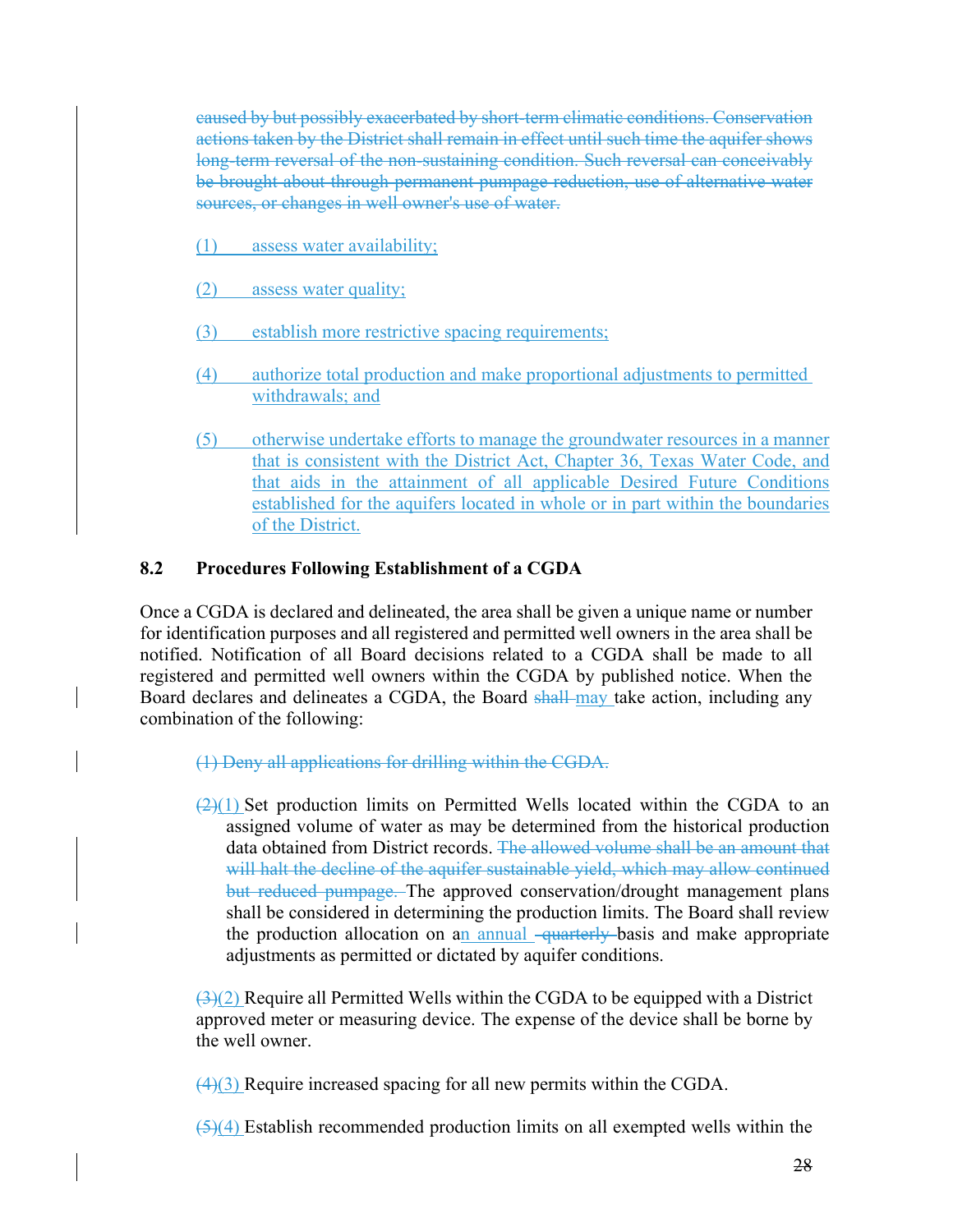~~caused by but possibly exacerbated by short-term climatic conditions. Conservation actions taken by the District shall remain in effect until such time the aquifer shows long-term reversal of the non-sustaining condition. Such reversal can conceivably be brought about through permanent pumpage reduction, use of alternative water sources, or changes in well owner's use of water.~~

(1) assess water availability;

(2) assess water quality;

(3) establish more restrictive spacing requirements;

(4) authorize total production and make proportional adjustments to permitted withdrawals; and

(5) otherwise undertake efforts to manage the groundwater resources in a manner that is consistent with the District Act, Chapter 36, Texas Water Code, and that aids in the attainment of all applicable Desired Future Conditions established for the aquifers located in whole or in part within the boundaries of the District.

### 8.2 Procedures Following Establishment of a CGDA

Once a CGDA is declared and delineated, the area shall be given a unique name or number for identification purposes and all registered and permitted well owners in the area shall be notified. Notification of all Board decisions related to a CGDA shall be made to all registered and permitted well owners within the CGDA by published notice. When the Board declares and delineates a CGDA, the Board ~~shall~~ may take action, including any combination of the following:

~~(1) Deny all applications for drilling within the CGDA.~~

~~(2)~~(1) Set production limits on Permitted Wells located within the CGDA to an assigned volume of water as may be determined from the historical production data obtained from District records. ~~The allowed volume shall be an amount that will halt the decline of the aquifer sustainable yield, which may allow continued but reduced pumpage.~~ The approved conservation/drought management plans shall be considered in determining the production limits. The Board shall review the production allocation on an annual ~~quarterly~~ basis and make appropriate adjustments as permitted or dictated by aquifer conditions.

~~(3)~~(2) Require all Permitted Wells within the CGDA to be equipped with a District approved meter or measuring device. The expense of the device shall be borne by the well owner.

~~(4)~~(3) Require increased spacing for all new permits within the CGDA.

~~(5)~~(4) Establish recommended production limits on all exempted wells within the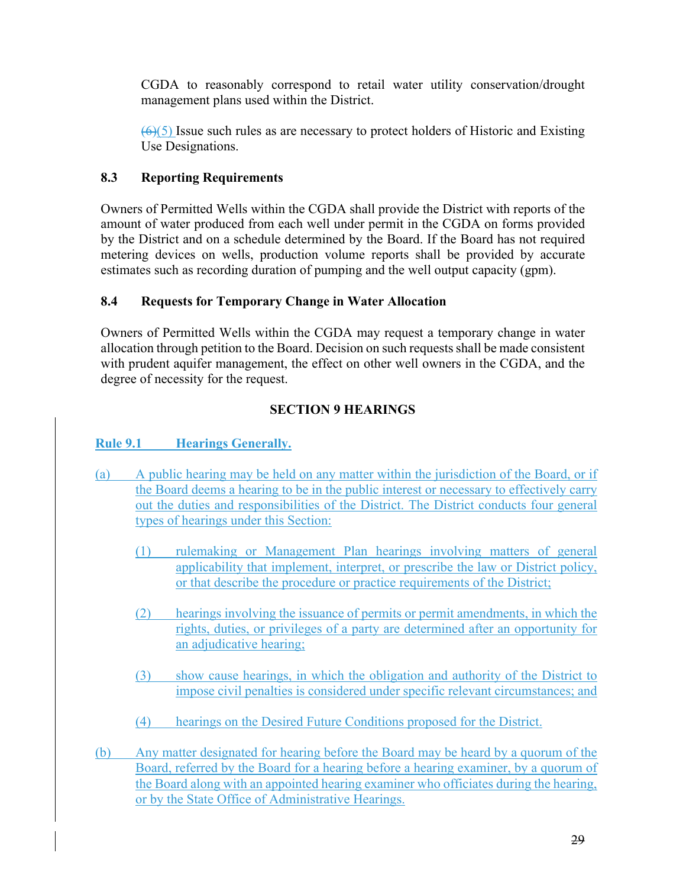CGDA to reasonably correspond to retail water utility conservation/drought management plans used within the District.

~~(6)~~(5) Issue such rules as are necessary to protect holders of Historic and Existing Use Designations.

### 8.3 Reporting Requirements

Owners of Permitted Wells within the CGDA shall provide the District with reports of the amount of water produced from each well under permit in the CGDA on forms provided by the District and on a schedule determined by the Board. If the Board has not required metering devices on wells, production volume reports shall be provided by accurate estimates such as recording duration of pumping and the well output capacity (gpm).

### 8.4 Requests for Temporary Change in Water Allocation

Owners of Permitted Wells within the CGDA may request a temporary change in water allocation through petition to the Board. Decision on such requests shall be made consistent with prudent aquifer management, the effect on other well owners in the CGDA, and the degree of necessity for the request.

## SECTION 9 HEARINGS

### Rule 9.1 Hearings Generally.

(a) A public hearing may be held on any matter within the jurisdiction of the Board, or if the Board deems a hearing to be in the public interest or necessary to effectively carry out the duties and responsibilities of the District. The District conducts four general types of hearings under this Section:

(1) rulemaking or Management Plan hearings involving matters of general applicability that implement, interpret, or prescribe the law or District policy, or that describe the procedure or practice requirements of the District;

(2) hearings involving the issuance of permits or permit amendments, in which the rights, duties, or privileges of a party are determined after an opportunity for an adjudicative hearing;

(3) show cause hearings, in which the obligation and authority of the District to impose civil penalties is considered under specific relevant circumstances; and

(4) hearings on the Desired Future Conditions proposed for the District.

(b) Any matter designated for hearing before the Board may be heard by a quorum of the Board, referred by the Board for a hearing before a hearing examiner, by a quorum of the Board along with an appointed hearing examiner who officiates during the hearing, or by the State Office of Administrative Hearings.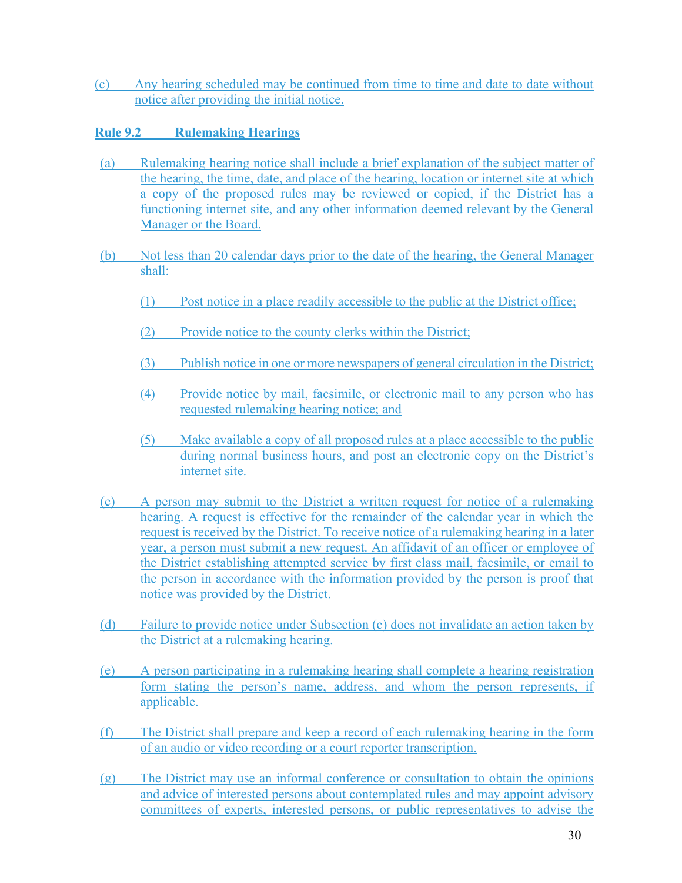(c) Any hearing scheduled may be continued from time to time and date to date without notice after providing the initial notice.

**Rule 9.2 Rulemaking Hearings**

(a) Rulemaking hearing notice shall include a brief explanation of the subject matter of the hearing, the time, date, and place of the hearing, location or internet site at which a copy of the proposed rules may be reviewed or copied, if the District has a functioning internet site, and any other information deemed relevant by the General Manager or the Board.

(b) Not less than 20 calendar days prior to the date of the hearing, the General Manager shall:

(1) Post notice in a place readily accessible to the public at the District office;

(2) Provide notice to the county clerks within the District;

(3) Publish notice in one or more newspapers of general circulation in the District;

(4) Provide notice by mail, facsimile, or electronic mail to any person who has requested rulemaking hearing notice; and

(5) Make available a copy of all proposed rules at a place accessible to the public during normal business hours, and post an electronic copy on the District's internet site.

(c) A person may submit to the District a written request for notice of a rulemaking hearing. A request is effective for the remainder of the calendar year in which the request is received by the District. To receive notice of a rulemaking hearing in a later year, a person must submit a new request. An affidavit of an officer or employee of the District establishing attempted service by first class mail, facsimile, or email to the person in accordance with the information provided by the person is proof that notice was provided by the District.

(d) Failure to provide notice under Subsection (c) does not invalidate an action taken by the District at a rulemaking hearing.

(e) A person participating in a rulemaking hearing shall complete a hearing registration form stating the person's name, address, and whom the person represents, if applicable.

(f) The District shall prepare and keep a record of each rulemaking hearing in the form of an audio or video recording or a court reporter transcription.

(g) The District may use an informal conference or consultation to obtain the opinions and advice of interested persons about contemplated rules and may appoint advisory committees of experts, interested persons, or public representatives to advise the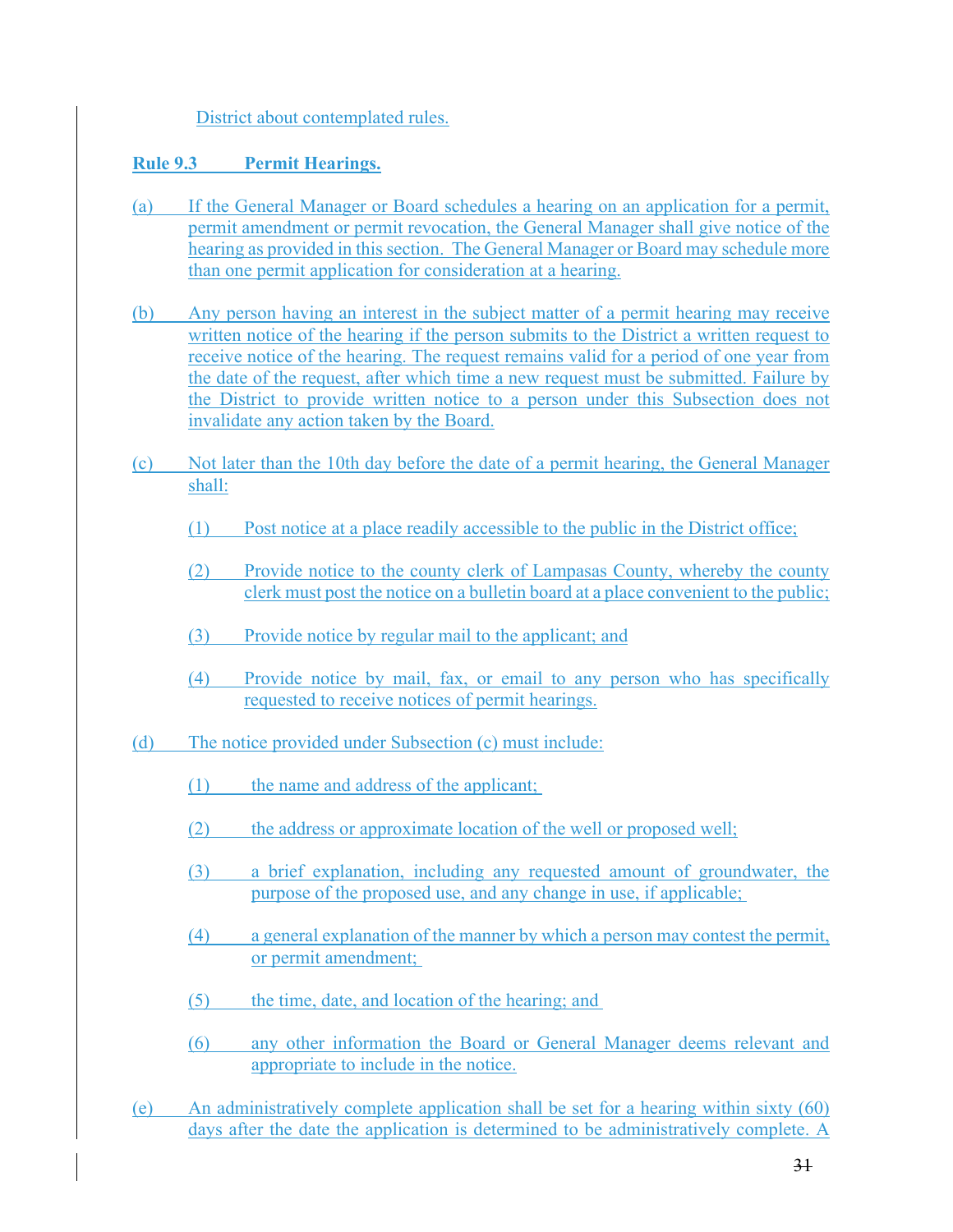District about contemplated rules.

**Rule 9.3 Permit Hearings.**

(a) If the General Manager or Board schedules a hearing on an application for a permit, permit amendment or permit revocation, the General Manager shall give notice of the hearing as provided in this section. The General Manager or Board may schedule more than one permit application for consideration at a hearing.

(b) Any person having an interest in the subject matter of a permit hearing may receive written notice of the hearing if the person submits to the District a written request to receive notice of the hearing. The request remains valid for a period of one year from the date of the request, after which time a new request must be submitted. Failure by the District to provide written notice to a person under this Subsection does not invalidate any action taken by the Board.

(c) Not later than the 10th day before the date of a permit hearing, the General Manager shall:

   (1) Post notice at a place readily accessible to the public in the District office;

   (2) Provide notice to the county clerk of Lampasas County, whereby the county clerk must post the notice on a bulletin board at a place convenient to the public;

   (3) Provide notice by regular mail to the applicant; and

   (4) Provide notice by mail, fax, or email to any person who has specifically requested to receive notices of permit hearings.

(d) The notice provided under Subsection (c) must include:

   (1) the name and address of the applicant;

   (2) the address or approximate location of the well or proposed well;

   (3) a brief explanation, including any requested amount of groundwater, the purpose of the proposed use, and any change in use, if applicable;

   (4) a general explanation of the manner by which a person may contest the permit, or permit amendment;

   (5) the time, date, and location of the hearing; and

   (6) any other information the Board or General Manager deems relevant and appropriate to include in the notice.

(e) An administratively complete application shall be set for a hearing within sixty (60) days after the date the application is determined to be administratively complete. A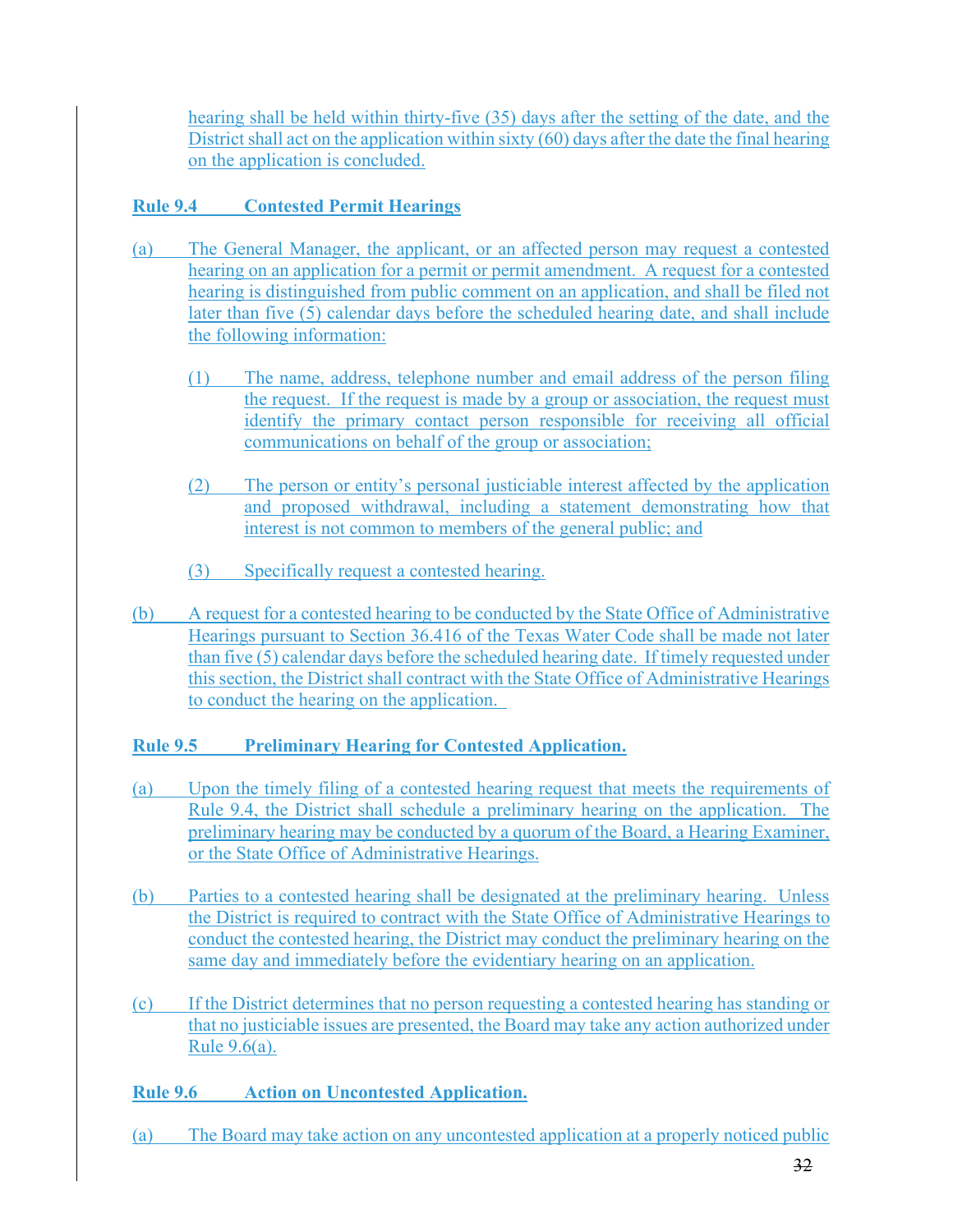hearing shall be held within thirty-five (35) days after the setting of the date, and the District shall act on the application within sixty (60) days after the date the final hearing on the application is concluded.

**Rule 9.4 Contested Permit Hearings**

(a) The General Manager, the applicant, or an affected person may request a contested hearing on an application for a permit or permit amendment. A request for a contested hearing is distinguished from public comment on an application, and shall be filed not later than five (5) calendar days before the scheduled hearing date, and shall include the following information:

(1) The name, address, telephone number and email address of the person filing the request. If the request is made by a group or association, the request must identify the primary contact person responsible for receiving all official communications on behalf of the group or association;

(2) The person or entity's personal justiciable interest affected by the application and proposed withdrawal, including a statement demonstrating how that interest is not common to members of the general public; and

(3) Specifically request a contested hearing.

(b) A request for a contested hearing to be conducted by the State Office of Administrative Hearings pursuant to Section 36.416 of the Texas Water Code shall be made not later than five (5) calendar days before the scheduled hearing date. If timely requested under this section, the District shall contract with the State Office of Administrative Hearings to conduct the hearing on the application.

**Rule 9.5 Preliminary Hearing for Contested Application.**

(a) Upon the timely filing of a contested hearing request that meets the requirements of Rule 9.4, the District shall schedule a preliminary hearing on the application. The preliminary hearing may be conducted by a quorum of the Board, a Hearing Examiner, or the State Office of Administrative Hearings.

(b) Parties to a contested hearing shall be designated at the preliminary hearing. Unless the District is required to contract with the State Office of Administrative Hearings to conduct the contested hearing, the District may conduct the preliminary hearing on the same day and immediately before the evidentiary hearing on an application.

(c) If the District determines that no person requesting a contested hearing has standing or that no justiciable issues are presented, the Board may take any action authorized under Rule 9.6(a).

**Rule 9.6 Action on Uncontested Application.**

(a) The Board may take action on any uncontested application at a properly noticed public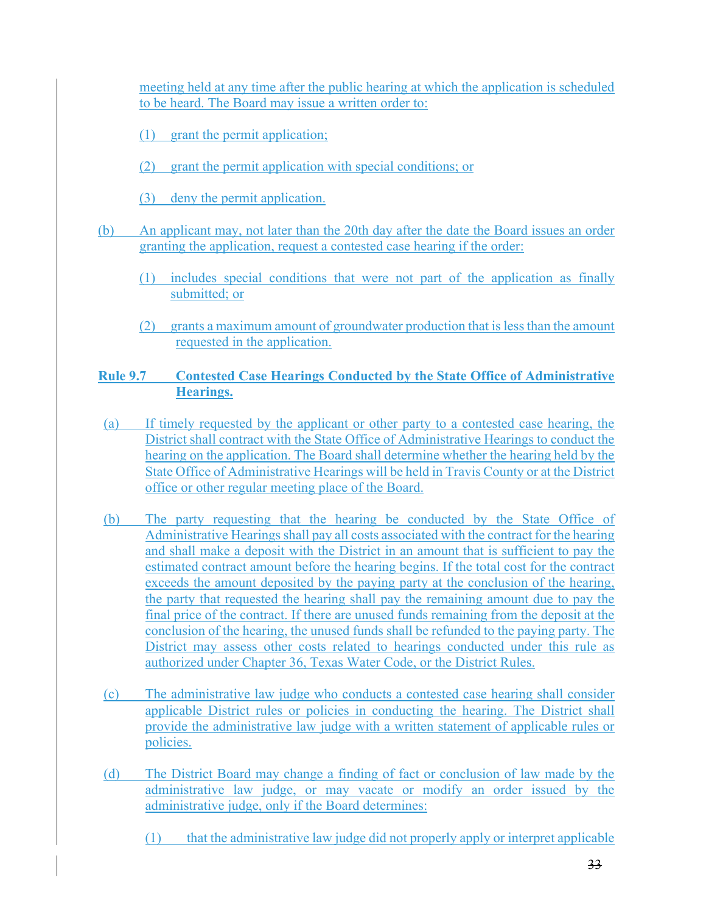meeting held at any time after the public hearing at which the application is scheduled to be heard. The Board may issue a written order to:

(1) grant the permit application;

(2) grant the permit application with special conditions; or

(3) deny the permit application.

(b) An applicant may, not later than the 20th day after the date the Board issues an order granting the application, request a contested case hearing if the order:

(1) includes special conditions that were not part of the application as finally submitted; or

(2) grants a maximum amount of groundwater production that is less than the amount requested in the application.

**Rule 9.7 Contested Case Hearings Conducted by the State Office of Administrative Hearings.**

(a) If timely requested by the applicant or other party to a contested case hearing, the District shall contract with the State Office of Administrative Hearings to conduct the hearing on the application. The Board shall determine whether the hearing held by the State Office of Administrative Hearings will be held in Travis County or at the District office or other regular meeting place of the Board.

(b) The party requesting that the hearing be conducted by the State Office of Administrative Hearings shall pay all costs associated with the contract for the hearing and shall make a deposit with the District in an amount that is sufficient to pay the estimated contract amount before the hearing begins. If the total cost for the contract exceeds the amount deposited by the paying party at the conclusion of the hearing, the party that requested the hearing shall pay the remaining amount due to pay the final price of the contract. If there are unused funds remaining from the deposit at the conclusion of the hearing, the unused funds shall be refunded to the paying party. The District may assess other costs related to hearings conducted under this rule as authorized under Chapter 36, Texas Water Code, or the District Rules.

(c) The administrative law judge who conducts a contested case hearing shall consider applicable District rules or policies in conducting the hearing. The District shall provide the administrative law judge with a written statement of applicable rules or policies.

(d) The District Board may change a finding of fact or conclusion of law made by the administrative law judge, or may vacate or modify an order issued by the administrative judge, only if the Board determines:

(1) that the administrative law judge did not properly apply or interpret applicable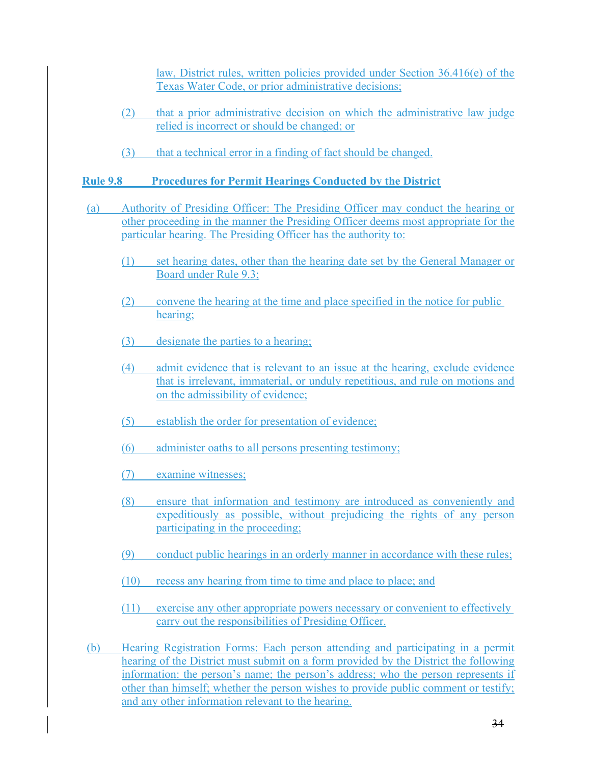law, District rules, written policies provided under Section 36.416(e) of the Texas Water Code, or prior administrative decisions;

(2) that a prior administrative decision on which the administrative law judge relied is incorrect or should be changed; or

(3) that a technical error in a finding of fact should be changed.

**Rule 9.8 Procedures for Permit Hearings Conducted by the District**

(a) Authority of Presiding Officer: The Presiding Officer may conduct the hearing or other proceeding in the manner the Presiding Officer deems most appropriate for the particular hearing. The Presiding Officer has the authority to:

(1) set hearing dates, other than the hearing date set by the General Manager or Board under Rule 9.3;

(2) convene the hearing at the time and place specified in the notice for public hearing;

(3) designate the parties to a hearing;

(4) admit evidence that is relevant to an issue at the hearing, exclude evidence that is irrelevant, immaterial, or unduly repetitious, and rule on motions and on the admissibility of evidence;

(5) establish the order for presentation of evidence;

(6) administer oaths to all persons presenting testimony;

(7) examine witnesses;

(8) ensure that information and testimony are introduced as conveniently and expeditiously as possible, without prejudicing the rights of any person participating in the proceeding;

(9) conduct public hearings in an orderly manner in accordance with these rules;

(10) recess any hearing from time to time and place to place; and

(11) exercise any other appropriate powers necessary or convenient to effectively carry out the responsibilities of Presiding Officer.

(b) Hearing Registration Forms: Each person attending and participating in a permit hearing of the District must submit on a form provided by the District the following information: the person's name; the person's address; who the person represents if other than himself; whether the person wishes to provide public comment or testify; and any other information relevant to the hearing.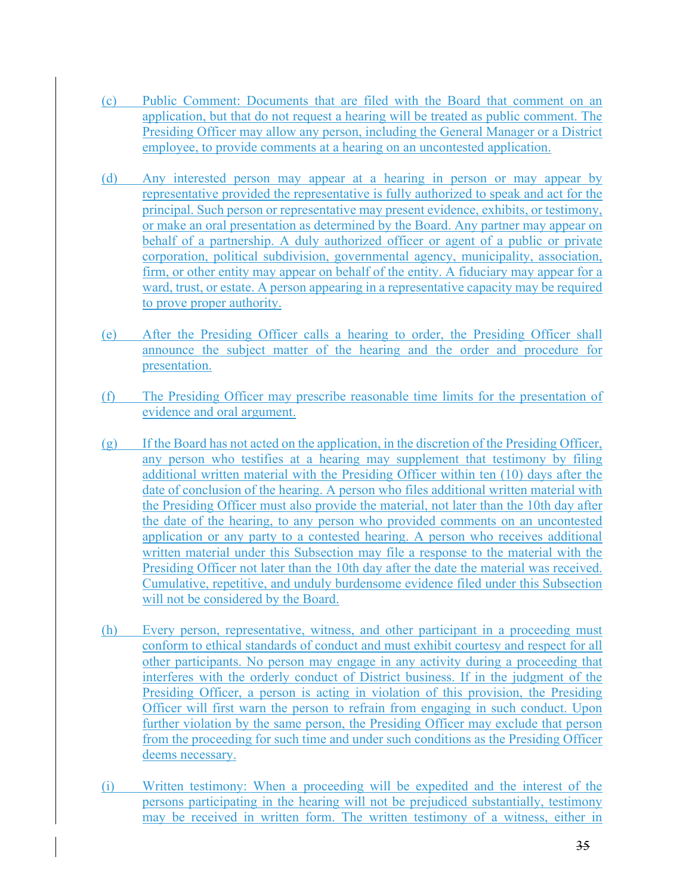(c) Public Comment: Documents that are filed with the Board that comment on an application, but that do not request a hearing will be treated as public comment. The Presiding Officer may allow any person, including the General Manager or a District employee, to provide comments at a hearing on an uncontested application.

(d) Any interested person may appear at a hearing in person or may appear by representative provided the representative is fully authorized to speak and act for the principal. Such person or representative may present evidence, exhibits, or testimony, or make an oral presentation as determined by the Board. Any partner may appear on behalf of a partnership. A duly authorized officer or agent of a public or private corporation, political subdivision, governmental agency, municipality, association, firm, or other entity may appear on behalf of the entity. A fiduciary may appear for a ward, trust, or estate. A person appearing in a representative capacity may be required to prove proper authority.

(e) After the Presiding Officer calls a hearing to order, the Presiding Officer shall announce the subject matter of the hearing and the order and procedure for presentation.

(f) The Presiding Officer may prescribe reasonable time limits for the presentation of evidence and oral argument.

(g) If the Board has not acted on the application, in the discretion of the Presiding Officer, any person who testifies at a hearing may supplement that testimony by filing additional written material with the Presiding Officer within ten (10) days after the date of conclusion of the hearing. A person who files additional written material with the Presiding Officer must also provide the material, not later than the 10th day after the date of the hearing, to any person who provided comments on an uncontested application or any party to a contested hearing. A person who receives additional written material under this Subsection may file a response to the material with the Presiding Officer not later than the 10th day after the date the material was received. Cumulative, repetitive, and unduly burdensome evidence filed under this Subsection will not be considered by the Board.

(h) Every person, representative, witness, and other participant in a proceeding must conform to ethical standards of conduct and must exhibit courtesy and respect for all other participants. No person may engage in any activity during a proceeding that interferes with the orderly conduct of District business. If in the judgment of the Presiding Officer, a person is acting in violation of this provision, the Presiding Officer will first warn the person to refrain from engaging in such conduct. Upon further violation by the same person, the Presiding Officer may exclude that person from the proceeding for such time and under such conditions as the Presiding Officer deems necessary.

(i) Written testimony: When a proceeding will be expedited and the interest of the persons participating in the hearing will not be prejudiced substantially, testimony may be received in written form. The written testimony of a witness, either in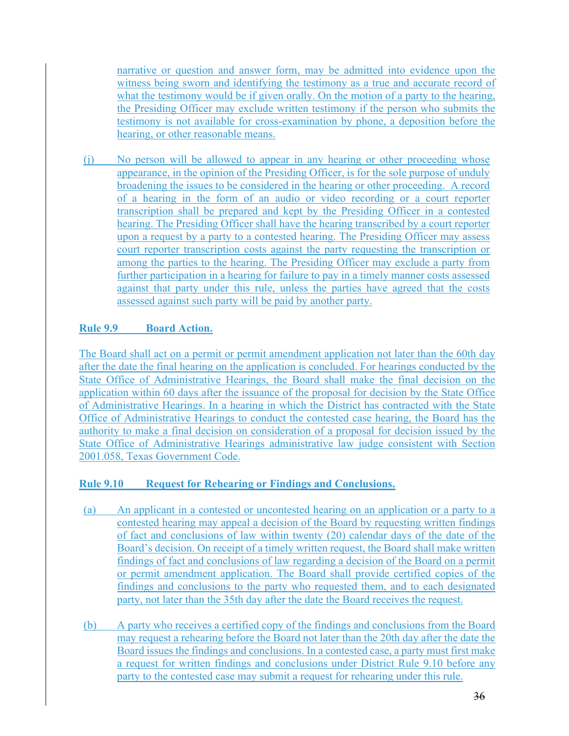narrative or question and answer form, may be admitted into evidence upon the witness being sworn and identifying the testimony as a true and accurate record of what the testimony would be if given orally. On the motion of a party to the hearing, the Presiding Officer may exclude written testimony if the person who submits the testimony is not available for cross-examination by phone, a deposition before the hearing, or other reasonable means.

(j) No person will be allowed to appear in any hearing or other proceeding whose appearance, in the opinion of the Presiding Officer, is for the sole purpose of unduly broadening the issues to be considered in the hearing or other proceeding. A record of a hearing in the form of an audio or video recording or a court reporter transcription shall be prepared and kept by the Presiding Officer in a contested hearing. The Presiding Officer shall have the hearing transcribed by a court reporter upon a request by a party to a contested hearing. The Presiding Officer may assess court reporter transcription costs against the party requesting the transcription or among the parties to the hearing. The Presiding Officer may exclude a party from further participation in a hearing for failure to pay in a timely manner costs assessed against that party under this rule, unless the parties have agreed that the costs assessed against such party will be paid by another party.

**Rule 9.9 Board Action.**

The Board shall act on a permit or permit amendment application not later than the 60th day after the date the final hearing on the application is concluded. For hearings conducted by the State Office of Administrative Hearings, the Board shall make the final decision on the application within 60 days after the issuance of the proposal for decision by the State Office of Administrative Hearings. In a hearing in which the District has contracted with the State Office of Administrative Hearings to conduct the contested case hearing, the Board has the authority to make a final decision on consideration of a proposal for decision issued by the State Office of Administrative Hearings administrative law judge consistent with Section 2001.058, Texas Government Code.

**Rule 9.10 Request for Rehearing or Findings and Conclusions.**

(a) An applicant in a contested or uncontested hearing on an application or a party to a contested hearing may appeal a decision of the Board by requesting written findings of fact and conclusions of law within twenty (20) calendar days of the date of the Board's decision. On receipt of a timely written request, the Board shall make written findings of fact and conclusions of law regarding a decision of the Board on a permit or permit amendment application. The Board shall provide certified copies of the findings and conclusions to the party who requested them, and to each designated party, not later than the 35th day after the date the Board receives the request.

(b) A party who receives a certified copy of the findings and conclusions from the Board may request a rehearing before the Board not later than the 20th day after the date the Board issues the findings and conclusions. In a contested case, a party must first make a request for written findings and conclusions under District Rule 9.10 before any party to the contested case may submit a request for rehearing under this rule.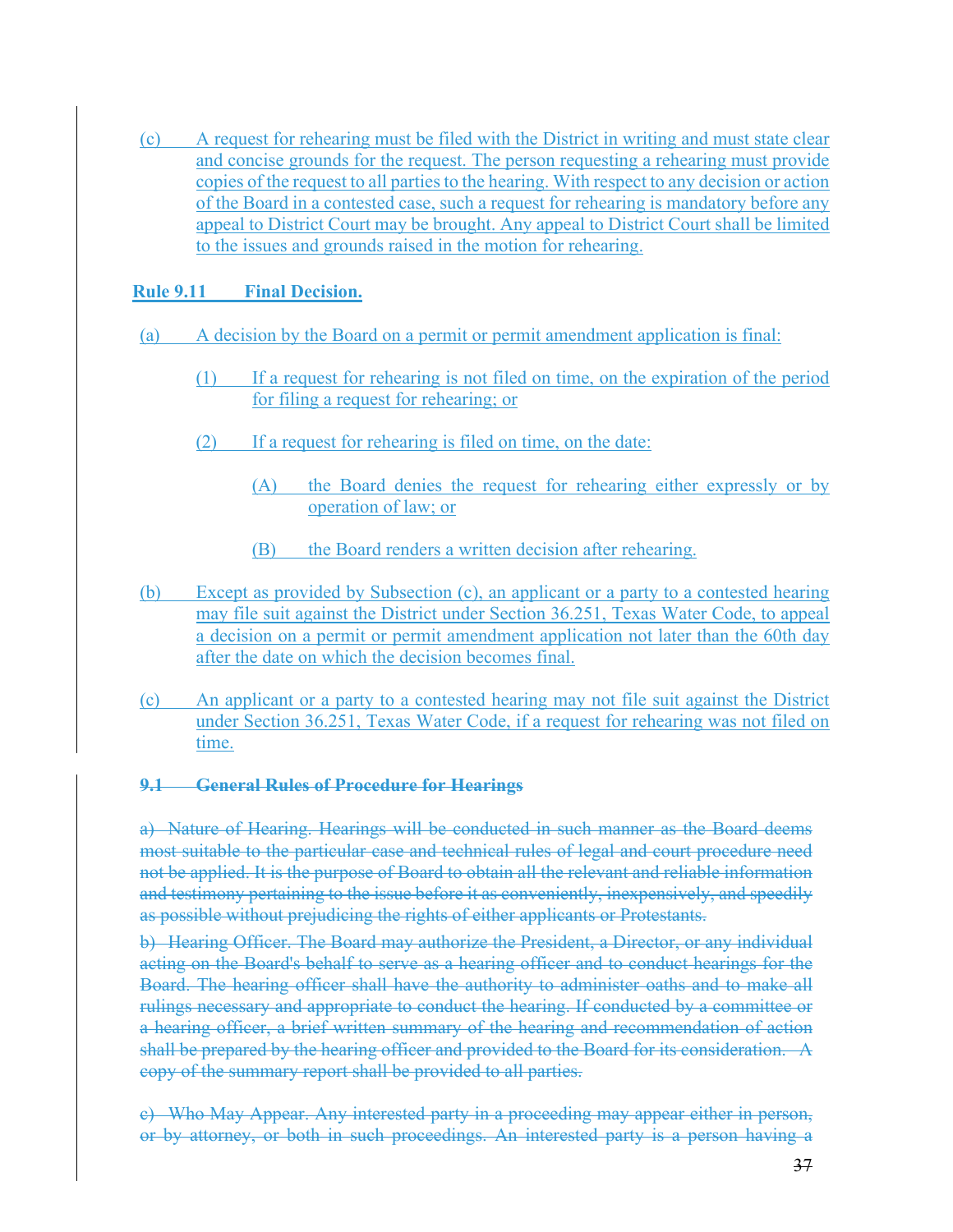(c) A request for rehearing must be filed with the District in writing and must state clear and concise grounds for the request. The person requesting a rehearing must provide copies of the request to all parties to the hearing. With respect to any decision or action of the Board in a contested case, such a request for rehearing is mandatory before any appeal to District Court may be brought. Any appeal to District Court shall be limited to the issues and grounds raised in the motion for rehearing.

**Rule 9.11 Final Decision.**

(a) A decision by the Board on a permit or permit amendment application is final:

- (1) If a request for rehearing is not filed on time, on the expiration of the period for filing a request for rehearing; or
- (2) If a request for rehearing is filed on time, on the date:
  - (A) the Board denies the request for rehearing either expressly or by operation of law; or
  - (B) the Board renders a written decision after rehearing.

(b) Except as provided by Subsection (c), an applicant or a party to a contested hearing may file suit against the District under Section 36.251, Texas Water Code, to appeal a decision on a permit or permit amendment application not later than the 60th day after the date on which the decision becomes final.

(c) An applicant or a party to a contested hearing may not file suit against the District under Section 36.251, Texas Water Code, if a request for rehearing was not filed on time.

~~**9.1 General Rules of Procedure for Hearings**~~

~~a) Nature of Hearing. Hearings will be conducted in such manner as the Board deems most suitable to the particular case and technical rules of legal and court procedure need not be applied. It is the purpose of Board to obtain all the relevant and reliable information and testimony pertaining to the issue before it as conveniently, inexpensively, and speedily as possible without prejudicing the rights of either applicants or Protestants.~~

~~b) Hearing Officer. The Board may authorize the President, a Director, or any individual acting on the Board's behalf to serve as a hearing officer and to conduct hearings for the Board. The hearing officer shall have the authority to administer oaths and to make all rulings necessary and appropriate to conduct the hearing. If conducted by a committee or a hearing officer, a brief written summary of the hearing and recommendation of action shall be prepared by the hearing officer and provided to the Board for its consideration. A copy of the summary report shall be provided to all parties.~~

~~c) Who May Appear. Any interested party in a proceeding may appear either in person, or by attorney, or both in such proceedings. An interested party is a person having a~~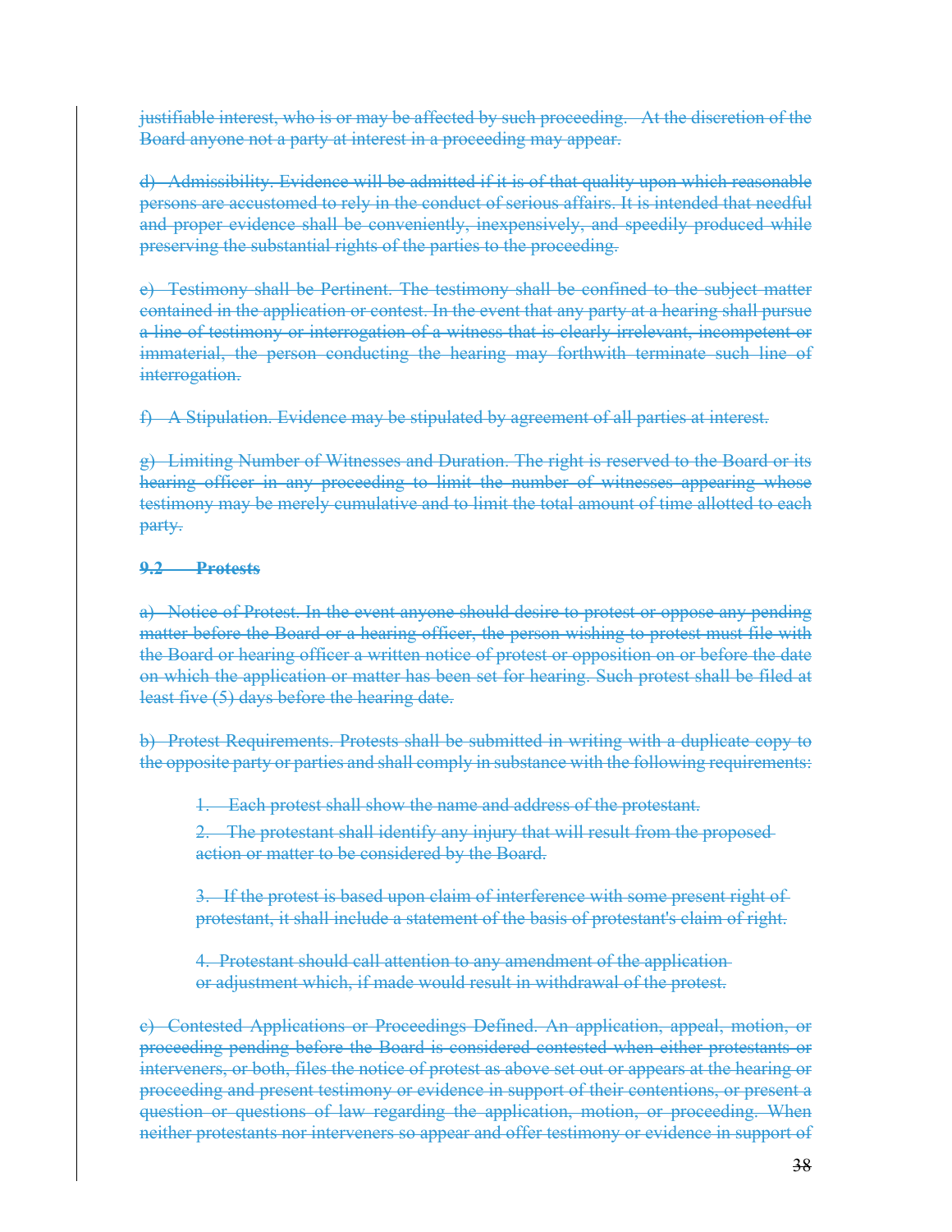justifiable interest, who is or may be affected by such proceeding. At the discretion of the Board anyone not a party at interest in a proceeding may appear.

d) Admissibility. Evidence will be admitted if it is of that quality upon which reasonable persons are accustomed to rely in the conduct of serious affairs. It is intended that needful and proper evidence shall be conveniently, inexpensively, and speedily produced while preserving the substantial rights of the parties to the proceeding.

e) Testimony shall be Pertinent. The testimony shall be confined to the subject matter contained in the application or contest. In the event that any party at a hearing shall pursue a line of testimony or interrogation of a witness that is clearly irrelevant, incompetent or immaterial, the person conducting the hearing may forthwith terminate such line of interrogation.

f) A Stipulation. Evidence may be stipulated by agreement of all parties at interest.

g) Limiting Number of Witnesses and Duration. The right is reserved to the Board or its hearing officer in any proceeding to limit the number of witnesses appearing whose testimony may be merely cumulative and to limit the total amount of time allotted to each party.

**9.2 Protests**

a) Notice of Protest. In the event anyone should desire to protest or oppose any pending matter before the Board or a hearing officer, the person wishing to protest must file with the Board or hearing officer a written notice of protest or opposition on or before the date on which the application or matter has been set for hearing. Such protest shall be filed at least five (5) days before the hearing date.

b) Protest Requirements. Protests shall be submitted in writing with a duplicate copy to the opposite party or parties and shall comply in substance with the following requirements:

1. Each protest shall show the name and address of the protestant.
2. The protestant shall identify any injury that will result from the proposed action or matter to be considered by the Board.
3. If the protest is based upon claim of interference with some present right of protestant, it shall include a statement of the basis of protestant's claim of right.
4. Protestant should call attention to any amendment of the application or adjustment which, if made would result in withdrawal of the protest.

c) Contested Applications or Proceedings Defined. An application, appeal, motion, or proceeding pending before the Board is considered contested when either protestants or interveners, or both, files the notice of protest as above set out or appears at the hearing or proceeding and present testimony or evidence in support of their contentions, or present a question or questions of law regarding the application, motion, or proceeding. When neither protestants nor interveners so appear and offer testimony or evidence in support of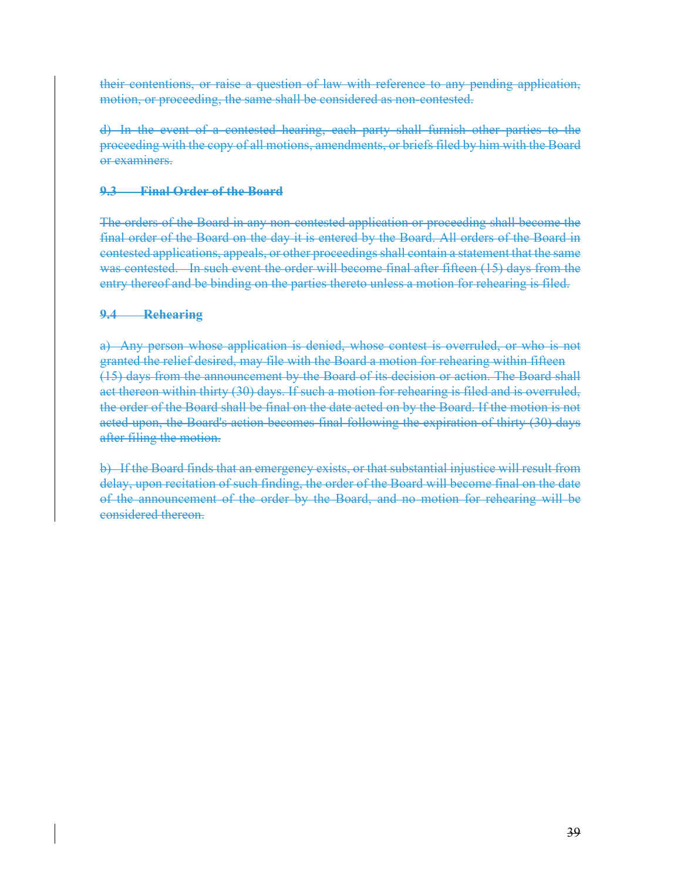their contentions, or raise a question of law with reference to any pending application, motion, or proceeding, the same shall be considered as non-contested.

d) In the event of a contested hearing, each party shall furnish other parties to the proceeding with the copy of all motions, amendments, or briefs filed by him with the Board or examiners.

### 9.3 Final Order of the Board

The orders of the Board in any non-contested application or proceeding shall become the final order of the Board on the day it is entered by the Board. All orders of the Board in contested applications, appeals, or other proceedings shall contain a statement that the same was contested. In such event the order will become final after fifteen (15) days from the entry thereof and be binding on the parties thereto unless a motion for rehearing is filed.

### 9.4 Rehearing

a) Any person whose application is denied, whose contest is overruled, or who is not granted the relief desired, may file with the Board a motion for rehearing within fifteen (15) days from the announcement by the Board of its decision or action. The Board shall act thereon within thirty (30) days. If such a motion for rehearing is filed and is overruled, the order of the Board shall be final on the date acted on by the Board. If the motion is not acted upon, the Board's action becomes final following the expiration of thirty (30) days after filing the motion.

b) If the Board finds that an emergency exists, or that substantial injustice will result from delay, upon recitation of such finding, the order of the Board will become final on the date of the announcement of the order by the Board, and no motion for rehearing will be considered thereon.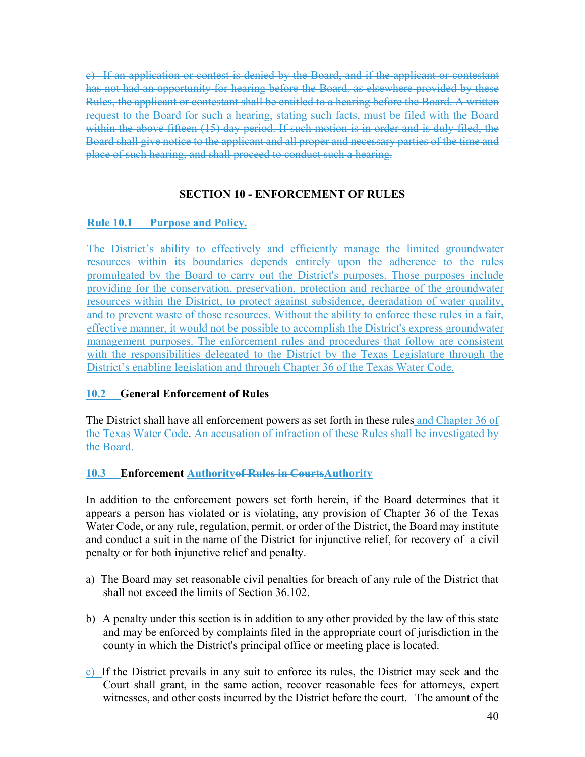~~c) If an application or contest is denied by the Board, and if the applicant or contestant has not had an opportunity for hearing before the Board, as elsewhere provided by these Rules, the applicant or contestant shall be entitled to a hearing before the Board. A written request to the Board for such a hearing, stating such facts, must be filed with the Board within the above fifteen (15) day period. If such motion is in order and is duly filed, the Board shall give notice to the applicant and all proper and necessary parties of the time and place of such hearing, and shall proceed to conduct such a hearing.~~

## SECTION 10 - ENFORCEMENT OF RULES

### Rule 10.1 Purpose and Policy.

The District's ability to effectively and efficiently manage the limited groundwater resources within its boundaries depends entirely upon the adherence to the rules promulgated by the Board to carry out the District's purposes. Those purposes include providing for the conservation, preservation, protection and recharge of the groundwater resources within the District, to protect against subsidence, degradation of water quality, and to prevent waste of those resources. Without the ability to enforce these rules in a fair, effective manner, it would not be possible to accomplish the District's express groundwater management purposes. The enforcement rules and procedures that follow are consistent with the responsibilities delegated to the District by the Texas Legislature through the District's enabling legislation and through Chapter 36 of the Texas Water Code.

### 10.2 General Enforcement of Rules

The District shall have all enforcement powers as set forth in these rules and Chapter 36 of the Texas Water Code. ~~An accusation of infraction of these Rules shall be investigated by the Board.~~

### 10.3 Enforcement Authority~~of Rules in Courts~~Authority

In addition to the enforcement powers set forth herein, if the Board determines that it appears a person has violated or is violating, any provision of Chapter 36 of the Texas Water Code, or any rule, regulation, permit, or order of the District, the Board may institute and conduct a suit in the name of the District for injunctive relief, for recovery of a civil penalty or for both injunctive relief and penalty.

a) The Board may set reasonable civil penalties for breach of any rule of the District that shall not exceed the limits of Section 36.102.

b) A penalty under this section is in addition to any other provided by the law of this state and may be enforced by complaints filed in the appropriate court of jurisdiction in the county in which the District's principal office or meeting place is located.

c) If the District prevails in any suit to enforce its rules, the District may seek and the Court shall grant, in the same action, recover reasonable fees for attorneys, expert witnesses, and other costs incurred by the District before the court. The amount of the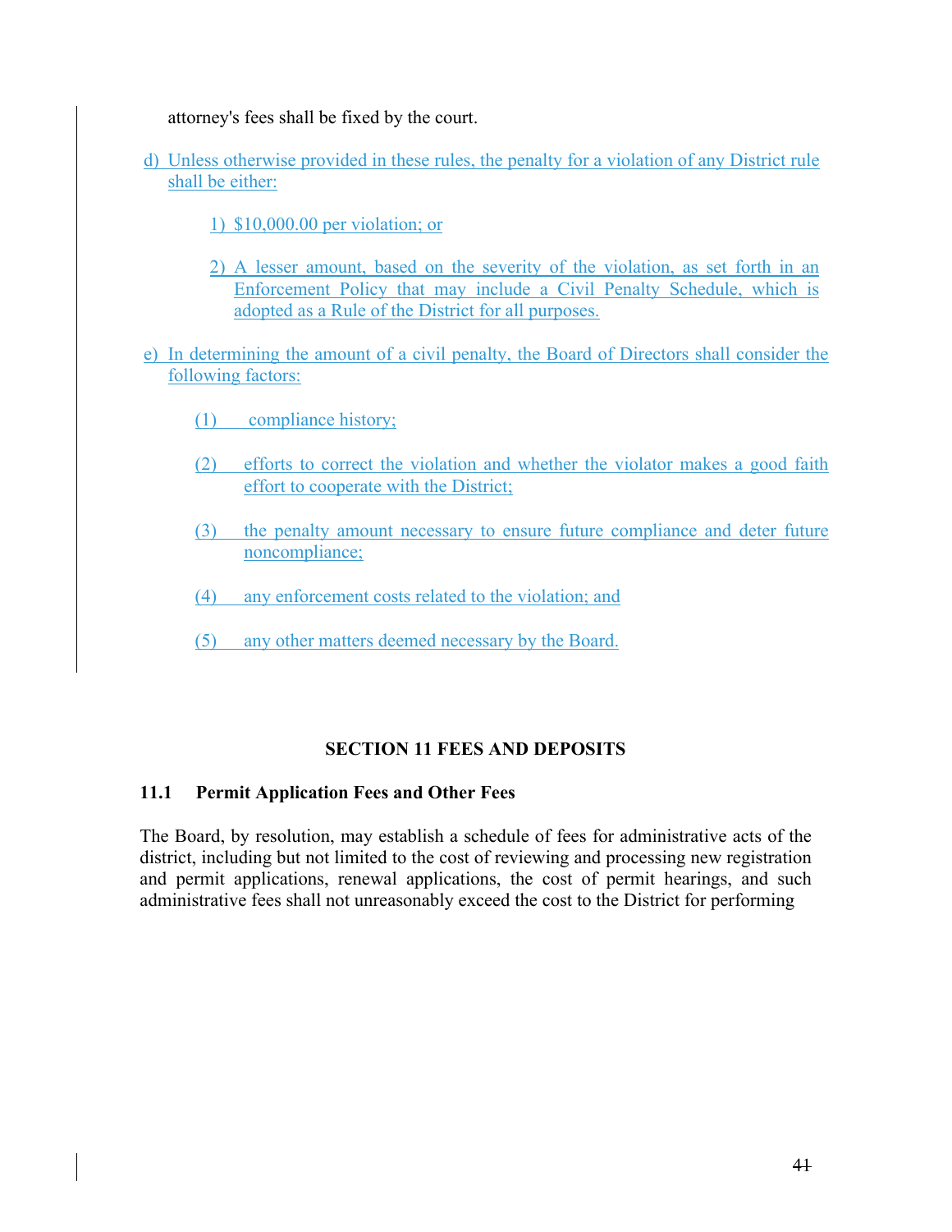attorney's fees shall be fixed by the court.

d) Unless otherwise provided in these rules, the penalty for a violation of any District rule shall be either:

  1) $10,000.00 per violation; or

  2) A lesser amount, based on the severity of the violation, as set forth in an Enforcement Policy that may include a Civil Penalty Schedule, which is adopted as a Rule of the District for all purposes.

e) In determining the amount of a civil penalty, the Board of Directors shall consider the following factors:

  (1) compliance history;

  (2) efforts to correct the violation and whether the violator makes a good faith effort to cooperate with the District;

  (3) the penalty amount necessary to ensure future compliance and deter future noncompliance;

  (4) any enforcement costs related to the violation; and

  (5) any other matters deemed necessary by the Board.

## SECTION 11 FEES AND DEPOSITS

### 11.1 Permit Application Fees and Other Fees

The Board, by resolution, may establish a schedule of fees for administrative acts of the district, including but not limited to the cost of reviewing and processing new registration and permit applications, renewal applications, the cost of permit hearings, and such administrative fees shall not unreasonably exceed the cost to the District for performing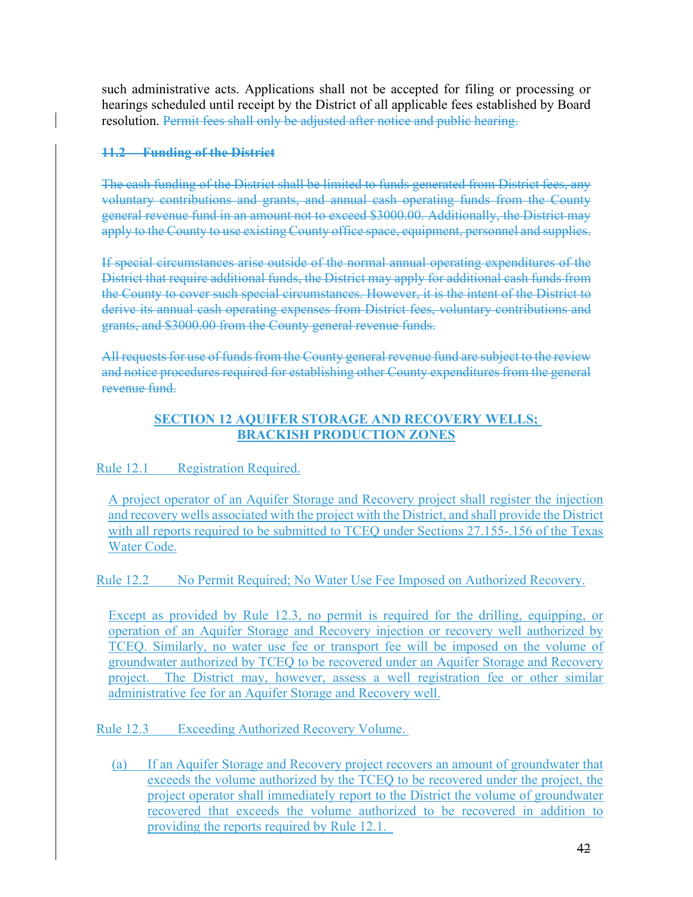such administrative acts. Applications shall not be accepted for filing or processing or hearings scheduled until receipt by the District of all applicable fees established by Board resolution. ~~Permit fees shall only be adjusted after notice and public hearing.~~

~~**11.2 Funding of the District**~~

~~The cash funding of the District shall be limited to funds generated from District fees, any voluntary contributions and grants, and annual cash operating funds from the County general revenue fund in an amount not to exceed $3000.00. Additionally, the District may apply to the County to use existing County office space, equipment, personnel and supplies.~~

~~If special circumstances arise outside of the normal annual operating expenditures of the District that require additional funds, the District may apply for additional cash funds from the County to cover such special circumstances. However, it is the intent of the District to derive its annual cash operating expenses from District fees, voluntary contributions and grants, and $3000.00 from the County general revenue funds.~~

~~All requests for use of funds from the County general revenue fund are subject to the review and notice procedures required for establishing other County expenditures from the general revenue fund.~~

## SECTION 12 AQUIFER STORAGE AND RECOVERY WELLS; BRACKISH PRODUCTION ZONES

Rule 12.1 Registration Required.

A project operator of an Aquifer Storage and Recovery project shall register the injection and recovery wells associated with the project with the District, and shall provide the District with all reports required to be submitted to TCEQ under Sections 27.155-.156 of the Texas Water Code.

Rule 12.2 No Permit Required; No Water Use Fee Imposed on Authorized Recovery.

Except as provided by Rule 12.3, no permit is required for the drilling, equipping, or operation of an Aquifer Storage and Recovery injection or recovery well authorized by TCEQ. Similarly, no water use fee or transport fee will be imposed on the volume of groundwater authorized by TCEQ to be recovered under an Aquifer Storage and Recovery project. The District may, however, assess a well registration fee or other similar administrative fee for an Aquifer Storage and Recovery well.

Rule 12.3 Exceeding Authorized Recovery Volume.

(a) If an Aquifer Storage and Recovery project recovers an amount of groundwater that exceeds the volume authorized by the TCEQ to be recovered under the project, the project operator shall immediately report to the District the volume of groundwater recovered that exceeds the volume authorized to be recovered in addition to providing the reports required by Rule 12.1.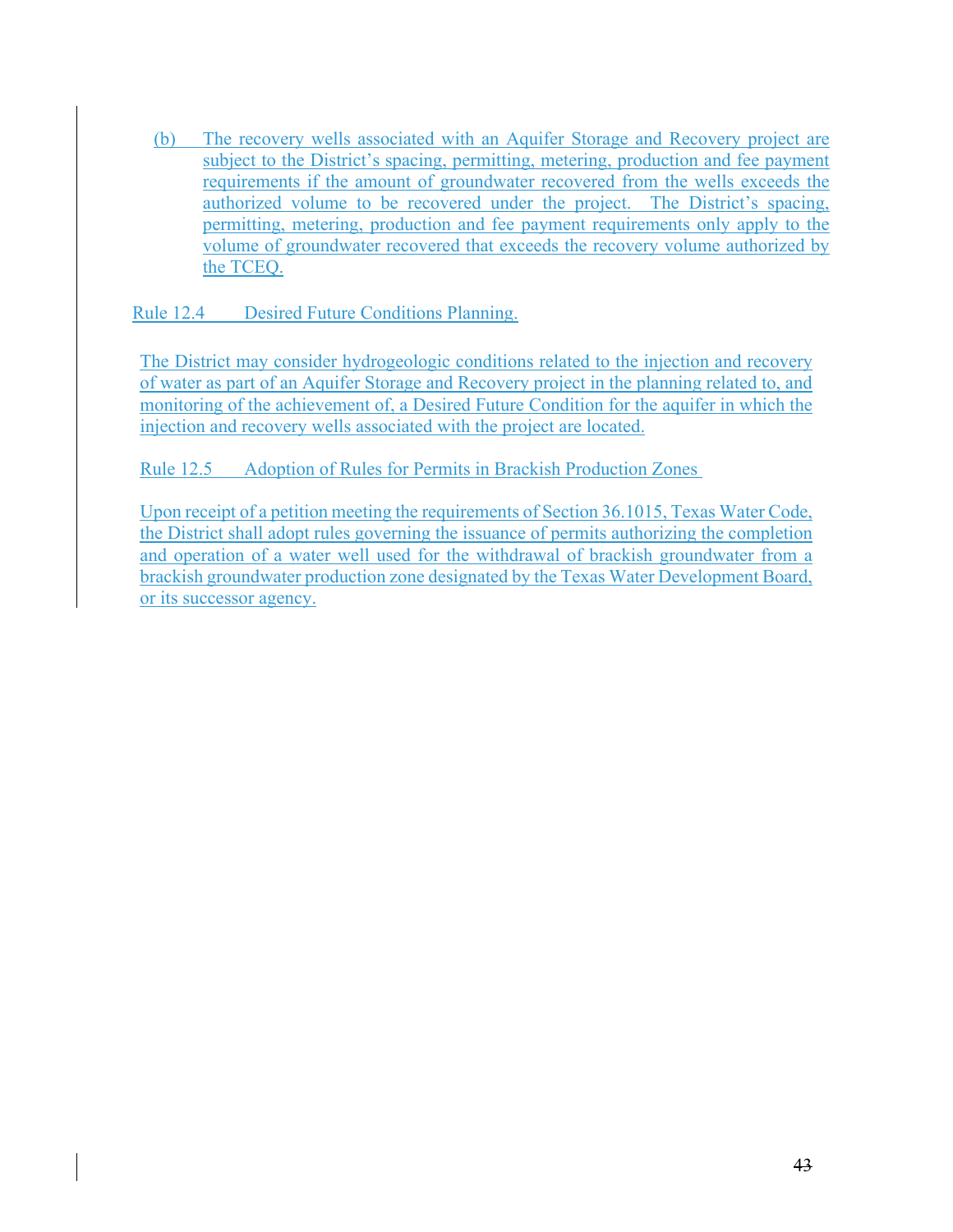(b) The recovery wells associated with an Aquifer Storage and Recovery project are subject to the District's spacing, permitting, metering, production and fee payment requirements if the amount of groundwater recovered from the wells exceeds the authorized volume to be recovered under the project. The District's spacing, permitting, metering, production and fee payment requirements only apply to the volume of groundwater recovered that exceeds the recovery volume authorized by the TCEQ.

### Rule 12.4 Desired Future Conditions Planning.

The District may consider hydrogeologic conditions related to the injection and recovery of water as part of an Aquifer Storage and Recovery project in the planning related to, and monitoring of the achievement of, a Desired Future Condition for the aquifer in which the injection and recovery wells associated with the project are located.

### Rule 12.5 Adoption of Rules for Permits in Brackish Production Zones

Upon receipt of a petition meeting the requirements of Section 36.1015, Texas Water Code, the District shall adopt rules governing the issuance of permits authorizing the completion and operation of a water well used for the withdrawal of brackish groundwater from a brackish groundwater production zone designated by the Texas Water Development Board, or its successor agency.